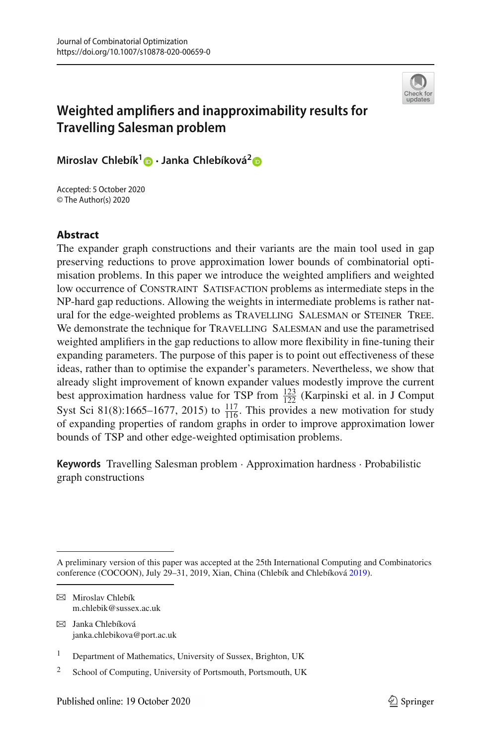# Weighted amplifiers and inapproximability results for Travelling Salesman problem

**Miroslav Chlebík**[1] · **Janka Chlebíková**[2]

Accepted: 5 October 2020
© The Author(s) 2020

## Abstract

The expander graph constructions and their variants are the main tool used in gap preserving reductions to prove approximation lower bounds of combinatorial optimisation problems. In this paper we introduce the weighted amplifiers and weighted low occurrence of Constraint Satisfaction problems as intermediate steps in the NP-hard gap reductions. Allowing the weights in intermediate problems is rather natural for the edge-weighted problems as Travelling Salesman or Steiner Tree. We demonstrate the technique for Travelling Salesman and use the parametrised weighted amplifiers in the gap reductions to allow more flexibility in fine-tuning their expanding parameters. The purpose of this paper is to point out effectiveness of these ideas, rather than to optimise the expander's parameters. Nevertheless, we show that already slight improvement of known expander values modestly improve the current best approximation hardness value for TSP from $\frac{123}{122}$ (Karpinski et al. in J Comput Syst Sci 81(8):1665–1677, 2015) to $\frac{117}{116}$. This provides a new motivation for study of expanding properties of random graphs in order to improve approximation lower bounds of TSP and other edge-weighted optimisation problems.

**Keywords** Travelling Salesman problem · Approximation hardness · Probabilistic graph constructions

---

A preliminary version of this paper was accepted at the 25th International Computing and Combinatorics conference (COCOON), July 29–31, 2019, Xian, China (Chlebík and Chlebíková 2019).

✉ Miroslav Chlebík
m.chlebik@sussex.ac.uk

✉ Janka Chlebíková
janka.chlebikova@port.ac.uk

[1] Department of Mathematics, University of Sussex, Brighton, UK

[2] School of Computing, University of Portsmouth, Portsmouth, UK

Published online: 19 October 2020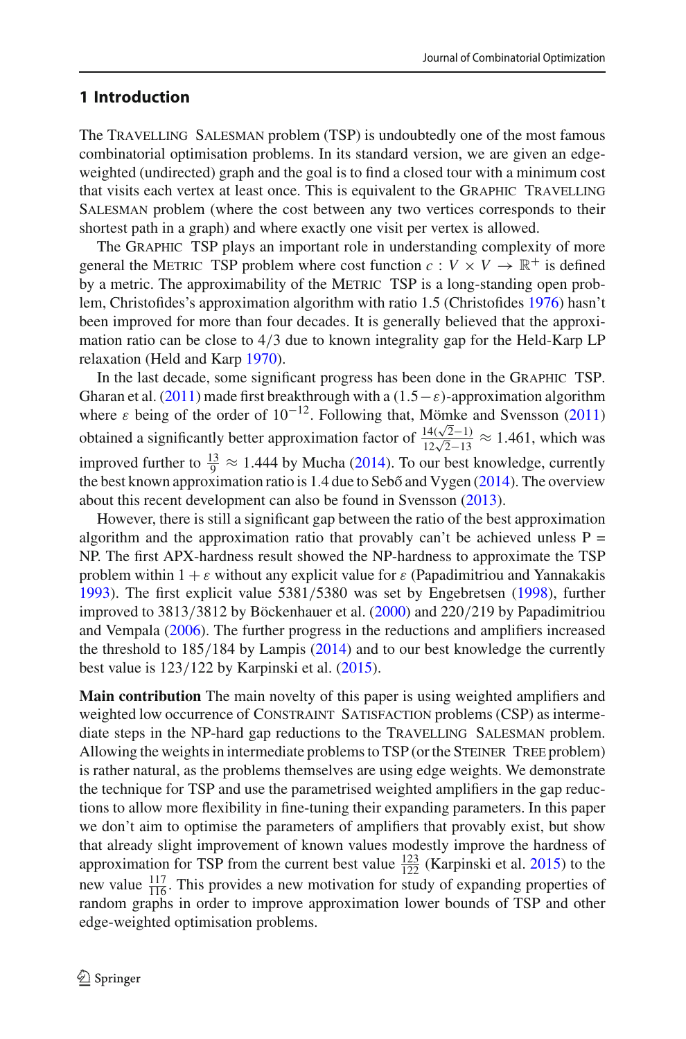## 1 Introduction

The Travelling Salesman problem (TSP) is undoubtedly one of the most famous combinatorial optimisation problems. In its standard version, we are given an edge-weighted (undirected) graph and the goal is to find a closed tour with a minimum cost that visits each vertex at least once. This is equivalent to the Graphic Travelling Salesman problem (where the cost between any two vertices corresponds to their shortest path in a graph) and where exactly one visit per vertex is allowed.

The Graphic TSP plays an important role in understanding complexity of more general the Metric TSP problem where cost function $c : V \times V \to \mathbb{R}^+$ is defined by a metric. The approximability of the Metric TSP is a long-standing open problem, Christofides's approximation algorithm with ratio 1.5 (Christofides 1976) hasn't been improved for more than four decades. It is generally believed that the approximation ratio can be close to $4/3$ due to known integrality gap for the Held-Karp LP relaxation (Held and Karp 1970).

In the last decade, some significant progress has been done in the Graphic TSP. Gharan et al. (2011) made first breakthrough with a $(1.5-\varepsilon)$-approximation algorithm where $\varepsilon$ being of the order of $10^{-12}$. Following that, Mömke and Svensson (2011) obtained a significantly better approximation factor of $\frac{14(\sqrt{2}-1)}{12\sqrt{2}-13} \approx 1.461$, which was improved further to $\frac{13}{9} \approx 1.444$ by Mucha (2014). To our best knowledge, currently the best known approximation ratio is 1.4 due to Sebő and Vygen (2014). The overview about this recent development can also be found in Svensson (2013).

However, there is still a significant gap between the ratio of the best approximation algorithm and the approximation ratio that provably can't be achieved unless P = NP. The first APX-hardness result showed the NP-hardness to approximate the TSP problem within $1+\varepsilon$ without any explicit value for $\varepsilon$ (Papadimitriou and Yannakakis 1993). The first explicit value $5381/5380$ was set by Engebretsen (1998), further improved to $3813/3812$ by Böckenhauer et al. (2000) and $220/219$ by Papadimitriou and Vempala (2006). The further progress in the reductions and amplifiers increased the threshold to $185/184$ by Lampis (2014) and to our best knowledge the currently best value is $123/122$ by Karpinski et al. (2015).

**Main contribution** The main novelty of this paper is using weighted amplifiers and weighted low occurrence of Constraint Satisfaction problems (CSP) as intermediate steps in the NP-hard gap reductions to the Travelling Salesman problem. Allowing the weights in intermediate problems to TSP (or the Steiner Tree problem) is rather natural, as the problems themselves are using edge weights. We demonstrate the technique for TSP and use the parametrised weighted amplifiers in the gap reductions to allow more flexibility in fine-tuning their expanding parameters. In this paper we don't aim to optimise the parameters of amplifiers that provably exist, but show that already slight improvement of known values modestly improve the hardness of approximation for TSP from the current best value $\frac{123}{122}$ (Karpinski et al. 2015) to the new value $\frac{117}{116}$. This provides a new motivation for study of expanding properties of random graphs in order to improve approximation lower bounds of TSP and other edge-weighted optimisation problems.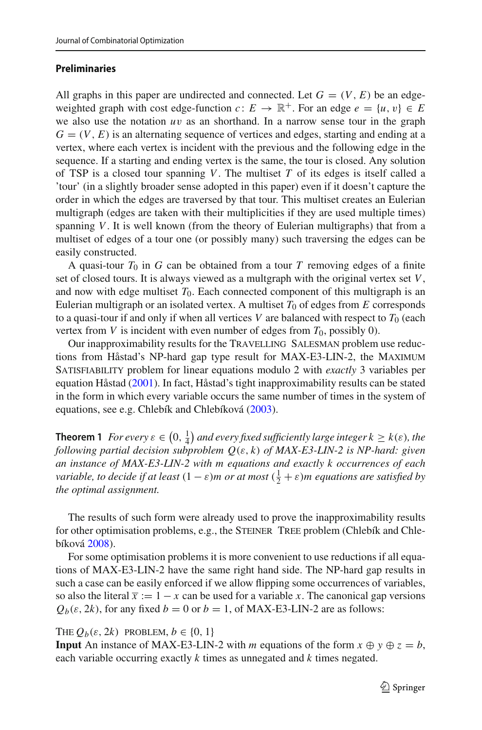### Preliminaries

All graphs in this paper are undirected and connected. Let $G = (V, E)$ be an edge-weighted graph with cost edge-function $c: E \to \mathbb{R}^+$. For an edge $e = \{u, v\} \in E$ we also use the notation $uv$ as an shorthand. In a narrow sense tour in the graph $G = (V, E)$ is an alternating sequence of vertices and edges, starting and ending at a vertex, where each vertex is incident with the previous and the following edge in the sequence. If a starting and ending vertex is the same, the tour is closed. Any solution of TSP is a closed tour spanning $V$. The multiset $T$ of its edges is itself called a 'tour' (in a slightly broader sense adopted in this paper) even if it doesn't capture the order in which the edges are traversed by that tour. This multiset creates an Eulerian multigraph (edges are taken with their multiplicities if they are used multiple times) spanning $V$. It is well known (from the theory of Eulerian multigraphs) that from a multiset of edges of a tour one (or possibly many) such traversing the edges can be easily constructed.

A quasi-tour $T_0$ in $G$ can be obtained from a tour $T$ removing edges of a finite set of closed tours. It is always viewed as a multgraph with the original vertex set $V$, and now with edge multiset $T_0$. Each connected component of this multigraph is an Eulerian multigraph or an isolated vertex. A multiset $T_0$ of edges from $E$ corresponds to a quasi-tour if and only if when all vertices $V$ are balanced with respect to $T_0$ (each vertex from $V$ is incident with even number of edges from $T_0$, possibly 0).

Our inapproximability results for the Travelling Salesman problem use reductions from Håstad's NP-hard gap type result for MAX-E3-LIN-2, the Maximum Satisfiability problem for linear equations modulo 2 with *exactly* 3 variables per equation Håstad (2001). In fact, Håstad's tight inapproximability results can be stated in the form in which every variable occurs the same number of times in the system of equations, see e.g. Chlebík and Chlebíková (2003).

**Theorem 1** *For every $\varepsilon \in \left(0, \frac{1}{4}\right)$ and every fixed sufficiently large integer $k \geq k(\varepsilon)$, the following partial decision subproblem $Q(\varepsilon, k)$ of MAX-E3-LIN-2 is NP-hard: given an instance of MAX-E3-LIN-2 with $m$ equations and exactly $k$ occurrences of each variable, to decide if at least $(1 - \varepsilon)m$ or at most $(\frac{1}{2} + \varepsilon)m$ equations are satisfied by the optimal assignment.*

The results of such form were already used to prove the inapproximability results for other optimisation problems, e.g., the Steiner Tree problem (Chlebík and Chlebíková 2008).

For some optimisation problems it is more convenient to use reductions if all equations of MAX-E3-LIN-2 have the same right hand side. The NP-hard gap results in such a case can be easily enforced if we allow flipping some occurrences of variables, so also the literal $\overline{x} := 1 - x$ can be used for a variable $x$. The canonical gap versions $Q_b(\varepsilon, 2k)$, for any fixed $b = 0$ or $b = 1$, of MAX-E3-LIN-2 are as follows:

The $Q_b(\varepsilon, 2k)$ problem, $b \in \{0, 1\}$
**Input** An instance of MAX-E3-LIN-2 with $m$ equations of the form $x \oplus y \oplus z = b$, each variable occurring exactly $k$ times as unnegated and $k$ times negated.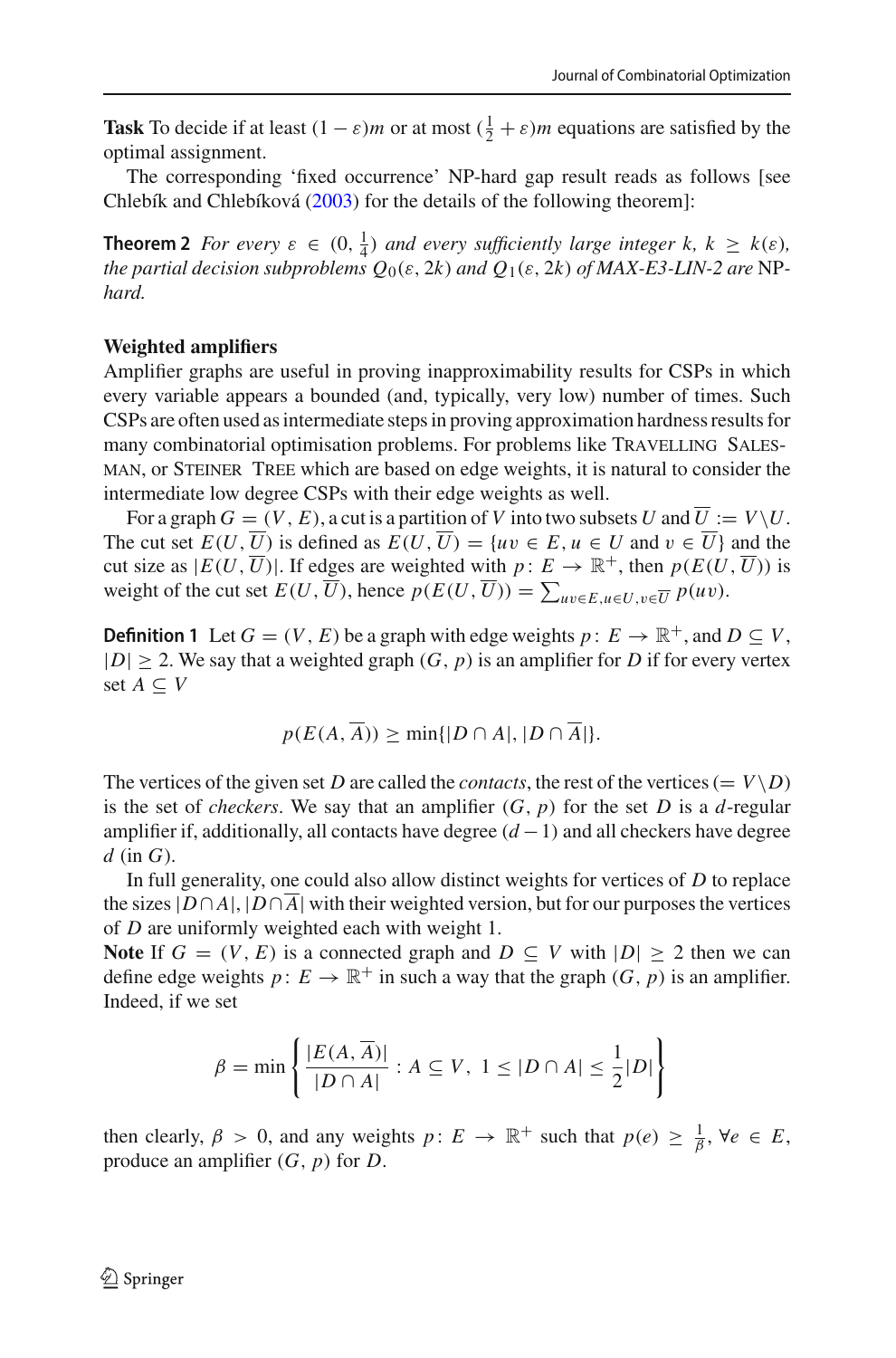**Task** To decide if at least $(1-\varepsilon)m$ or at most $(\frac{1}{2}+\varepsilon)m$ equations are satisfied by the optimal assignment.

The corresponding 'fixed occurrence' NP-hard gap result reads as follows [see Chlebík and Chlebíková (2003) for the details of the following theorem]:

**Theorem 2** *For every $\varepsilon \in (0, \frac{1}{4})$ and every sufficiently large integer $k$, $k \geq k(\varepsilon)$, the partial decision subproblems $Q_0(\varepsilon, 2k)$ and $Q_1(\varepsilon, 2k)$ of MAX-E3-LIN-2 are* NP*-hard.*

**Weighted amplifiers**

Amplifier graphs are useful in proving inapproximability results for CSPs in which every variable appears a bounded (and, typically, very low) number of times. Such CSPs are often used as intermediate steps in proving approximation hardness results for many combinatorial optimisation problems. For problems like Travelling Salesman, or Steiner Tree which are based on edge weights, it is natural to consider the intermediate low degree CSPs with their edge weights as well.

For a graph $G=(V,E)$, a cut is a partition of $V$ into two subsets $U$ and $\overline{U} := V \setminus U$. The cut set $E(U,\overline{U})$ is defined as $E(U,\overline{U}) = \{uv \in E, u \in U \text{ and } v \in \overline{U}\}$ and the cut size as $|E(U,\overline{U})|$. If edges are weighted with $p\colon E \to \mathbb{R}^+$, then $p(E(U,\overline{U}))$ is weight of the cut set $E(U,\overline{U})$, hence $p(E(U,\overline{U})) = \sum_{uv \in E, u \in U, v \in \overline{U}} p(uv)$.

**Definition 1** Let $G=(V,E)$ be a graph with edge weights $p\colon E \to \mathbb{R}^+$, and $D \subseteq V$, $|D| \geq 2$. We say that a weighted graph $(G,p)$ is an amplifier for $D$ if for every vertex set $A \subseteq V$

$$p(E(A,\overline{A})) \geq \min\{|D \cap A|, |D \cap \overline{A}|\}.$$

The vertices of the given set $D$ are called the *contacts*, the rest of the vertices ($= V \setminus D$) is the set of *checkers*. We say that an amplifier $(G,p)$ for the set $D$ is a $d$-regular amplifier if, additionally, all contacts have degree $(d-1)$ and all checkers have degree $d$ (in $G$).

In full generality, one could also allow distinct weights for vertices of $D$ to replace the sizes $|D \cap A|$, $|D \cap \overline{A}|$ with their weighted version, but for our purposes the vertices of $D$ are uniformly weighted each with weight 1.

**Note** If $G=(V,E)$ is a connected graph and $D \subseteq V$ with $|D| \geq 2$ then we can define edge weights $p\colon E \to \mathbb{R}^+$ in such a way that the graph $(G,p)$ is an amplifier. Indeed, if we set

$$\beta = \min\left\{\frac{|E(A,\overline{A})|}{|D \cap A|} : A \subseteq V,\ 1 \leq |D \cap A| \leq \frac{1}{2}|D|\right\}$$

then clearly, $\beta > 0$, and any weights $p\colon E \to \mathbb{R}^+$ such that $p(e) \geq \frac{1}{\beta}$, $\forall e \in E$, produce an amplifier $(G,p)$ for $D$.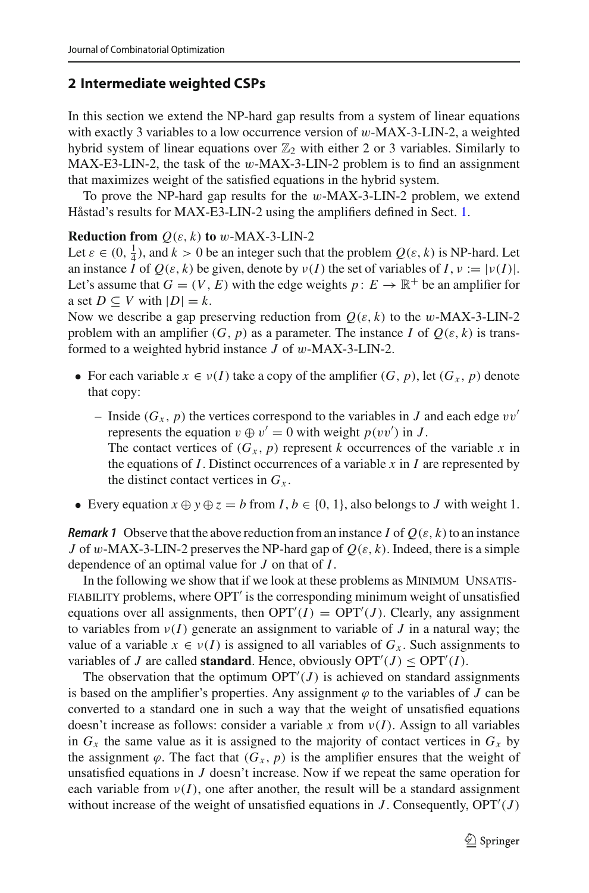## 2 Intermediate weighted CSPs

In this section we extend the NP-hard gap results from a system of linear equations with exactly 3 variables to a low occurrence version of $w$-MAX-3-LIN-2, a weighted hybrid system of linear equations over $\mathbb{Z}_2$ with either 2 or 3 variables. Similarly to MAX-E3-LIN-2, the task of the $w$-MAX-3-LIN-2 problem is to find an assignment that maximizes weight of the satisfied equations in the hybrid system.

To prove the NP-hard gap results for the $w$-MAX-3-LIN-2 problem, we extend Håstad's results for MAX-E3-LIN-2 using the amplifiers defined in Sect. 1.

**Reduction from $Q(\varepsilon, k)$ to $w$-MAX-3-LIN-2**
Let $\varepsilon \in (0, \frac{1}{4})$, and $k > 0$ be an integer such that the problem $Q(\varepsilon, k)$ is NP-hard. Let an instance $I$ of $Q(\varepsilon, k)$ be given, denote by $\nu(I)$ the set of variables of $I$, $\nu := |\nu(I)|$. Let's assume that $G = (V, E)$ with the edge weights $p \colon E \to \mathbb{R}^+$ be an amplifier for a set $D \subseteq V$ with $|D| = k$.
Now we describe a gap preserving reduction from $Q(\varepsilon, k)$ to the $w$-MAX-3-LIN-2 problem with an amplifier $(G, p)$ as a parameter. The instance $I$ of $Q(\varepsilon, k)$ is transformed to a weighted hybrid instance $J$ of $w$-MAX-3-LIN-2.

- For each variable $x \in \nu(I)$ take a copy of the amplifier $(G, p)$, let $(G_x, p)$ denote that copy:
  - Inside $(G_x, p)$ the vertices correspond to the variables in $J$ and each edge $vv'$ represents the equation $v \oplus v' = 0$ with weight $p(vv')$ in $J$.
    The contact vertices of $(G_x, p)$ represent $k$ occurrences of the variable $x$ in the equations of $I$. Distinct occurrences of a variable $x$ in $I$ are represented by the distinct contact vertices in $G_x$.
- Every equation $x \oplus y \oplus z = b$ from $I$, $b \in \{0, 1\}$, also belongs to $J$ with weight 1.

***Remark 1*** Observe that the above reduction from an instance $I$ of $Q(\varepsilon, k)$ to an instance $J$ of $w$-MAX-3-LIN-2 preserves the NP-hard gap of $Q(\varepsilon, k)$. Indeed, there is a simple dependence of an optimal value for $J$ on that of $I$.

In the following we show that if we look at these problems as MINIMUM UNSATISFIABILITY problems, where $\mathrm{OPT}'$ is the corresponding minimum weight of unsatisfied equations over all assignments, then $\mathrm{OPT}'(I) = \mathrm{OPT}'(J)$. Clearly, any assignment to variables from $\nu(I)$ generate an assignment to variable of $J$ in a natural way; the value of a variable $x \in \nu(I)$ is assigned to all variables of $G_x$. Such assignments to variables of $J$ are called **standard**. Hence, obviously $\mathrm{OPT}'(J) \leq \mathrm{OPT}'(I)$.

The observation that the optimum $\mathrm{OPT}'(J)$ is achieved on standard assignments is based on the amplifier's properties. Any assignment $\varphi$ to the variables of $J$ can be converted to a standard one in such a way that the weight of unsatisfied equations doesn't increase as follows: consider a variable $x$ from $\nu(I)$. Assign to all variables in $G_x$ the same value as it is assigned to the majority of contact vertices in $G_x$ by the assignment $\varphi$. The fact that $(G_x, p)$ is the amplifier ensures that the weight of unsatisfied equations in $J$ doesn't increase. Now if we repeat the same operation for each variable from $\nu(I)$, one after another, the result will be a standard assignment without increase of the weight of unsatisfied equations in $J$. Consequently, $\mathrm{OPT}'(J)$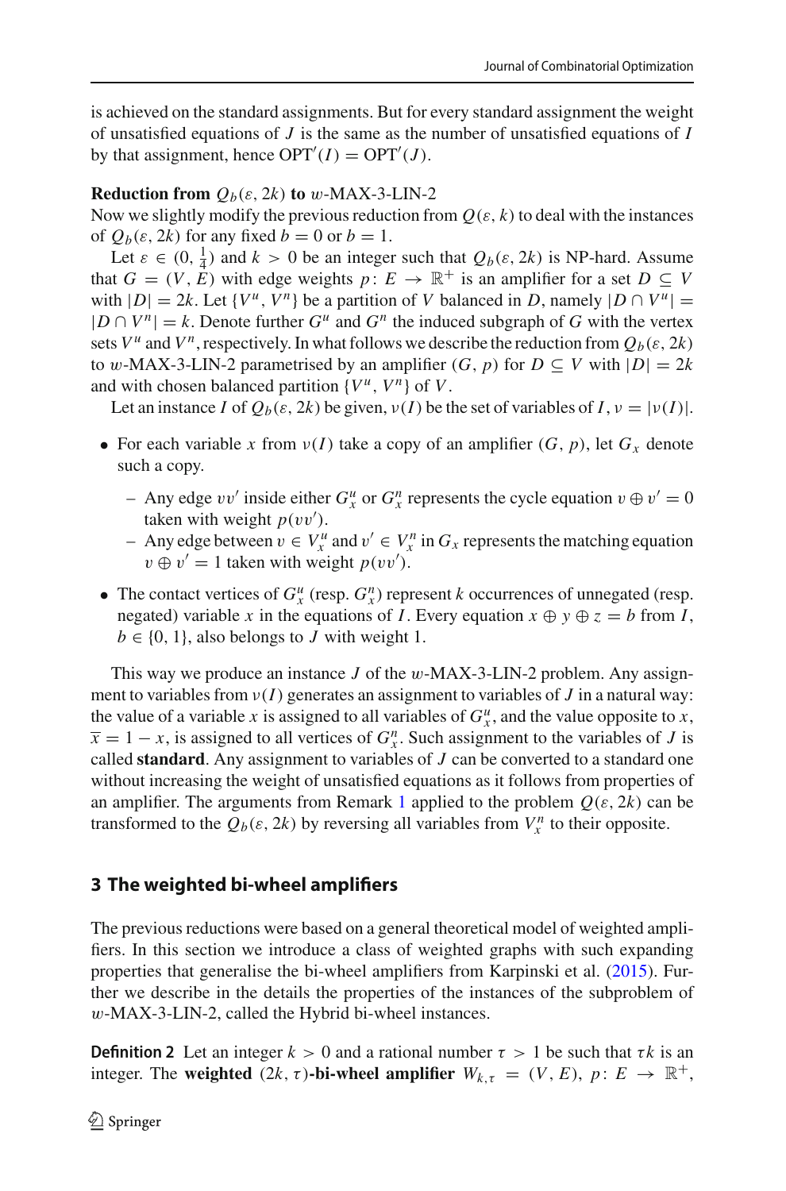is achieved on the standard assignments. But for every standard assignment the weight of unsatisfied equations of $J$ is the same as the number of unsatisfied equations of $I$ by that assignment, hence $\mathrm{OPT}'(I) = \mathrm{OPT}'(J)$.

**Reduction from $Q_b(\varepsilon, 2k)$ to $w$-MAX-3-LIN-2**

Now we slightly modify the previous reduction from $Q(\varepsilon, k)$ to deal with the instances of $Q_b(\varepsilon, 2k)$ for any fixed $b = 0$ or $b = 1$.

Let $\varepsilon \in (0, \frac{1}{4})$ and $k > 0$ be an integer such that $Q_b(\varepsilon, 2k)$ is NP-hard. Assume that $G = (V, E)$ with edge weights $p\colon E \to \mathbb{R}^+$ is an amplifier for a set $D \subseteq V$ with $|D| = 2k$. Let $\{V^u, V^n\}$ be a partition of $V$ balanced in $D$, namely $|D \cap V^u| = |D \cap V^n| = k$. Denote further $G^u$ and $G^n$ the induced subgraph of $G$ with the vertex sets $V^u$ and $V^n$, respectively. In what follows we describe the reduction from $Q_b(\varepsilon, 2k)$ to $w$-MAX-3-LIN-2 parametrised by an amplifier $(G, p)$ for $D \subseteq V$ with $|D| = 2k$ and with chosen balanced partition $\{V^u, V^n\}$ of $V$.

Let an instance $I$ of $Q_b(\varepsilon, 2k)$ be given, $\nu(I)$ be the set of variables of $I$, $\nu = |\nu(I)|$.

- For each variable $x$ from $\nu(I)$ take a copy of an amplifier $(G, p)$, let $G_x$ denote such a copy.
  - Any edge $vv'$ inside either $G_x^u$ or $G_x^n$ represents the cycle equation $v \oplus v' = 0$ taken with weight $p(vv')$.
  - Any edge between $v \in V_x^u$ and $v' \in V_x^n$ in $G_x$ represents the matching equation $v \oplus v' = 1$ taken with weight $p(vv')$.
- The contact vertices of $G_x^u$ (resp. $G_x^n$) represent $k$ occurrences of unnegated (resp. negated) variable $x$ in the equations of $I$. Every equation $x \oplus y \oplus z = b$ from $I$, $b \in \{0, 1\}$, also belongs to $J$ with weight 1.

This way we produce an instance $J$ of the $w$-MAX-3-LIN-2 problem. Any assignment to variables from $\nu(I)$ generates an assignment to variables of $J$ in a natural way: the value of a variable $x$ is assigned to all variables of $G_x^u$, and the value opposite to $x$, $\overline{x} = 1 - x$, is assigned to all vertices of $G_x^n$. Such assignment to the variables of $J$ is called **standard**. Any assignment to variables of $J$ can be converted to a standard one without increasing the weight of unsatisfied equations as it follows from properties of an amplifier. The arguments from Remark 1 applied to the problem $Q(\varepsilon, 2k)$ can be transformed to the $Q_b(\varepsilon, 2k)$ by reversing all variables from $V_x^n$ to their opposite.

## 3 The weighted bi-wheel amplifiers

The previous reductions were based on a general theoretical model of weighted amplifiers. In this section we introduce a class of weighted graphs with such expanding properties that generalise the bi-wheel amplifiers from Karpinski et al. (2015). Further we describe in the details the properties of the instances of the subproblem of $w$-MAX-3-LIN-2, called the Hybrid bi-wheel instances.

**Definition 2** Let an integer $k > 0$ and a rational number $\tau > 1$ be such that $\tau k$ is an integer. The **weighted** $(2k, \tau)$**-bi-wheel amplifier** $W_{k,\tau} = (V, E)$, $p\colon E \to \mathbb{R}^+$,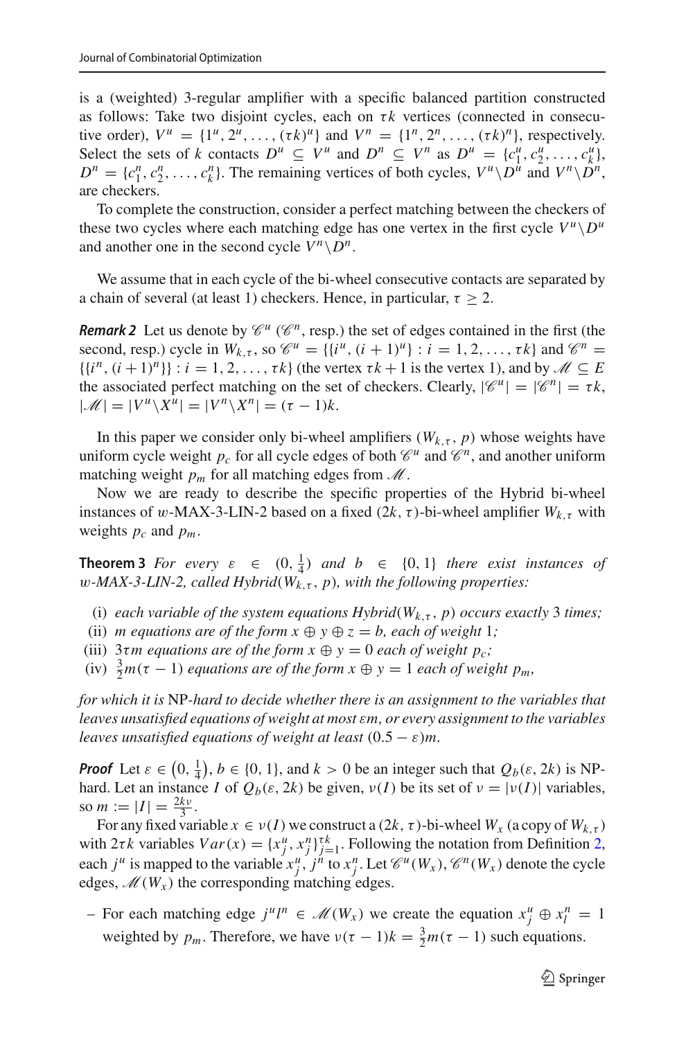is a (weighted) 3-regular amplifier with a specific balanced partition constructed as follows: Take two disjoint cycles, each on $\tau k$ vertices (connected in consecutive order), $V^u = \{1^u, 2^u, \ldots, (\tau k)^u\}$ and $V^n = \{1^n, 2^n, \ldots, (\tau k)^n\}$, respectively. Select the sets of $k$ contacts $D^u \subseteq V^u$ and $D^n \subseteq V^n$ as $D^u = \{c_1^u, c_2^u, \ldots, c_k^u\}$, $D^n = \{c_1^n, c_2^n, \ldots, c_k^n\}$. The remaining vertices of both cycles, $V^u \backslash D^u$ and $V^n \backslash D^n$, are checkers.

To complete the construction, consider a perfect matching between the checkers of these two cycles where each matching edge has one vertex in the first cycle $V^u \backslash D^u$ and another one in the second cycle $V^n \backslash D^n$.

We assume that in each cycle of the bi-wheel consecutive contacts are separated by a chain of several (at least 1) checkers. Hence, in particular, $\tau \geq 2$.

***Remark 2*** Let us denote by $\mathscr{C}^u$ ($\mathscr{C}^n$, resp.) the set of edges contained in the first (the second, resp.) cycle in $W_{k,\tau}$, so $\mathscr{C}^u = \{\{i^u, (i+1)^u\} : i = 1, 2, \ldots, \tau k\}$ and $\mathscr{C}^n = \{\{i^n, (i+1)^n\}\} : i = 1, 2, \ldots, \tau k\}$ (the vertex $\tau k + 1$ is the vertex 1), and by $\mathscr{M} \subseteq E$ the associated perfect matching on the set of checkers. Clearly, $|\mathscr{C}^u| = |\mathscr{C}^n| = \tau k$, $|\mathscr{M}| = |V^u \backslash X^u| = |V^n \backslash X^n| = (\tau - 1)k$.

In this paper we consider only bi-wheel amplifiers $(W_{k,\tau}, p)$ whose weights have uniform cycle weight $p_c$ for all cycle edges of both $\mathscr{C}^u$ and $\mathscr{C}^n$, and another uniform matching weight $p_m$ for all matching edges from $\mathscr{M}$.

Now we are ready to describe the specific properties of the Hybrid bi-wheel instances of $w$-MAX-3-LIN-2 based on a fixed $(2k, \tau)$-bi-wheel amplifier $W_{k,\tau}$ with weights $p_c$ and $p_m$.

**Theorem 3** *For every $\varepsilon \in (0, \frac{1}{4})$ and $b \in \{0, 1\}$ there exist instances of $w$-MAX-3-LIN-2, called Hybrid$(W_{k,\tau}, p)$, with the following properties:*

- (i) *each variable of the system equations Hybrid$(W_{k,\tau}, p)$ occurs exactly 3 times;*
- (ii) *$m$ equations are of the form $x \oplus y \oplus z = b$, each of weight 1;*
- (iii) *$3\tau m$ equations are of the form $x \oplus y = 0$ each of weight $p_c$;*
- (iv) *$\frac{3}{2}m(\tau - 1)$ equations are of the form $x \oplus y = 1$ each of weight $p_m$,*

*for which it is* NP*-hard to decide whether there is an assignment to the variables that leaves unsatisfied equations of weight at most $\varepsilon m$, or every assignment to the variables leaves unsatisfied equations of weight at least $(0.5 - \varepsilon)m$.*

***Proof*** Let $\varepsilon \in \left(0, \frac{1}{4}\right)$, $b \in \{0, 1\}$, and $k > 0$ be an integer such that $Q_b(\varepsilon, 2k)$ is NP-hard. Let an instance $I$ of $Q_b(\varepsilon, 2k)$ be given, $\nu(I)$ be its set of $\nu = |\nu(I)|$ variables, so $m := |I| = \frac{2k\nu}{3}$.

For any fixed variable $x \in \nu(I)$ we construct a $(2k, \tau)$-bi-wheel $W_x$ (a copy of $W_{k,\tau}$) with $2\tau k$ variables $Var(x) = \{x_j^u, x_j^n\}_{j=1}^{\tau k}$. Following the notation from Definition 2, each $j^u$ is mapped to the variable $x_j^u$, $j^n$ to $x_j^n$. Let $\mathscr{C}^u(W_x)$, $\mathscr{C}^n(W_x)$ denote the cycle edges, $\mathscr{M}(W_x)$ the corresponding matching edges.

- For each matching edge $j^u l^n \in \mathscr{M}(W_x)$ we create the equation $x_j^u \oplus x_l^n = 1$ weighted by $p_m$. Therefore, we have $\nu(\tau - 1)k = \frac{3}{2}m(\tau - 1)$ such equations.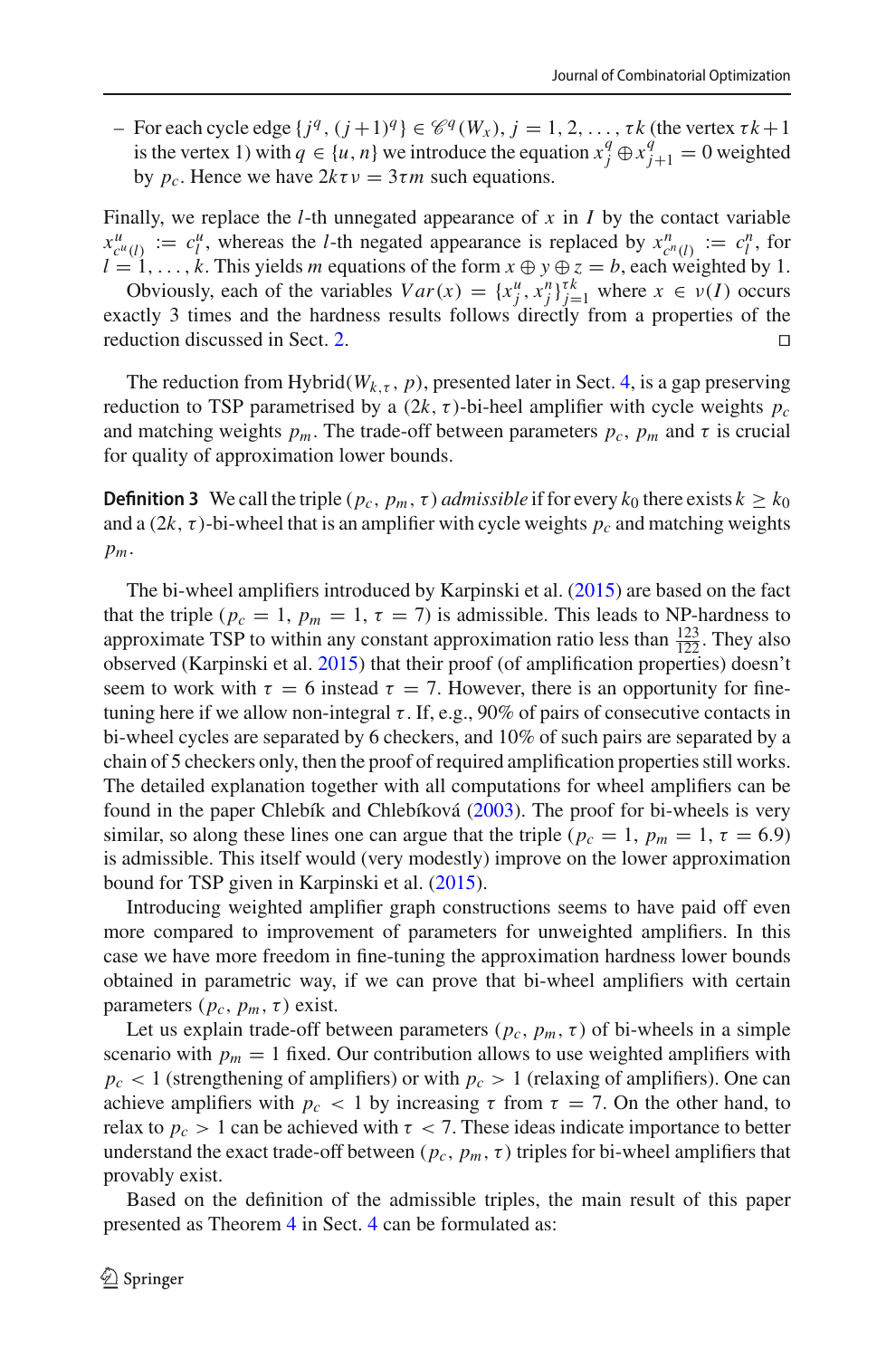– For each cycle edge $\{j^q, (j+1)^q\} \in \mathscr{C}^q(W_x)$, $j = 1, 2, \ldots, \tau k$ (the vertex $\tau k+1$ is the vertex 1) with $q \in \{u, n\}$ we introduce the equation $x_j^q \oplus x_{j+1}^q = 0$ weighted by $p_c$. Hence we have $2k\tau\nu = 3\tau m$ such equations.

Finally, we replace the $l$-th unnegated appearance of $x$ in $I$ by the contact variable $x^u_{c^u(l)} := c^u_l$, whereas the $l$-th negated appearance is replaced by $x^n_{c^n(l)} := c^n_l$, for $l = 1, \ldots, k$. This yields $m$ equations of the form $x \oplus y \oplus z = b$, each weighted by 1.

Obviously, each of the variables $Var(x) = \{x^u_j, x^n_j\}_{j=1}^{\tau k}$ where $x \in \nu(I)$ occurs exactly 3 times and the hardness results follows directly from a properties of the reduction discussed in Sect. 2. ◻

The reduction from Hybrid$(W_{k,\tau}, p)$, presented later in Sect. 4, is a gap preserving reduction to TSP parametrised by a $(2k, \tau)$-bi-heel amplifier with cycle weights $p_c$ and matching weights $p_m$. The trade-off between parameters $p_c$, $p_m$ and $\tau$ is crucial for quality of approximation lower bounds.

**Definition 3** We call the triple $(p_c, p_m, \tau)$ *admissible* if for every $k_0$ there exists $k \geq k_0$ and a $(2k, \tau)$-bi-wheel that is an amplifier with cycle weights $p_c$ and matching weights $p_m$.

The bi-wheel amplifiers introduced by Karpinski et al. (2015) are based on the fact that the triple $(p_c = 1, p_m = 1, \tau = 7)$ is admissible. This leads to NP-hardness to approximate TSP to within any constant approximation ratio less than $\frac{123}{122}$. They also observed (Karpinski et al. 2015) that their proof (of amplification properties) doesn't seem to work with $\tau = 6$ instead $\tau = 7$. However, there is an opportunity for fine-tuning here if we allow non-integral $\tau$. If, e.g., 90% of pairs of consecutive contacts in bi-wheel cycles are separated by 6 checkers, and 10% of such pairs are separated by a chain of 5 checkers only, then the proof of required amplification properties still works. The detailed explanation together with all computations for wheel amplifiers can be found in the paper Chlebík and Chlebíková (2003). The proof for bi-wheels is very similar, so along these lines one can argue that the triple $(p_c = 1, p_m = 1, \tau = 6.9)$ is admissible. This itself would (very modestly) improve on the lower approximation bound for TSP given in Karpinski et al. (2015).

Introducing weighted amplifier graph constructions seems to have paid off even more compared to improvement of parameters for unweighted amplifiers. In this case we have more freedom in fine-tuning the approximation hardness lower bounds obtained in parametric way, if we can prove that bi-wheel amplifiers with certain parameters $(p_c, p_m, \tau)$ exist.

Let us explain trade-off between parameters $(p_c, p_m, \tau)$ of bi-wheels in a simple scenario with $p_m = 1$ fixed. Our contribution allows to use weighted amplifiers with $p_c < 1$ (strengthening of amplifiers) or with $p_c > 1$ (relaxing of amplifiers). One can achieve amplifiers with $p_c < 1$ by increasing $\tau$ from $\tau = 7$. On the other hand, to relax to $p_c > 1$ can be achieved with $\tau < 7$. These ideas indicate importance to better understand the exact trade-off between $(p_c, p_m, \tau)$ triples for bi-wheel amplifiers that provably exist.

Based on the definition of the admissible triples, the main result of this paper presented as Theorem 4 in Sect. 4 can be formulated as: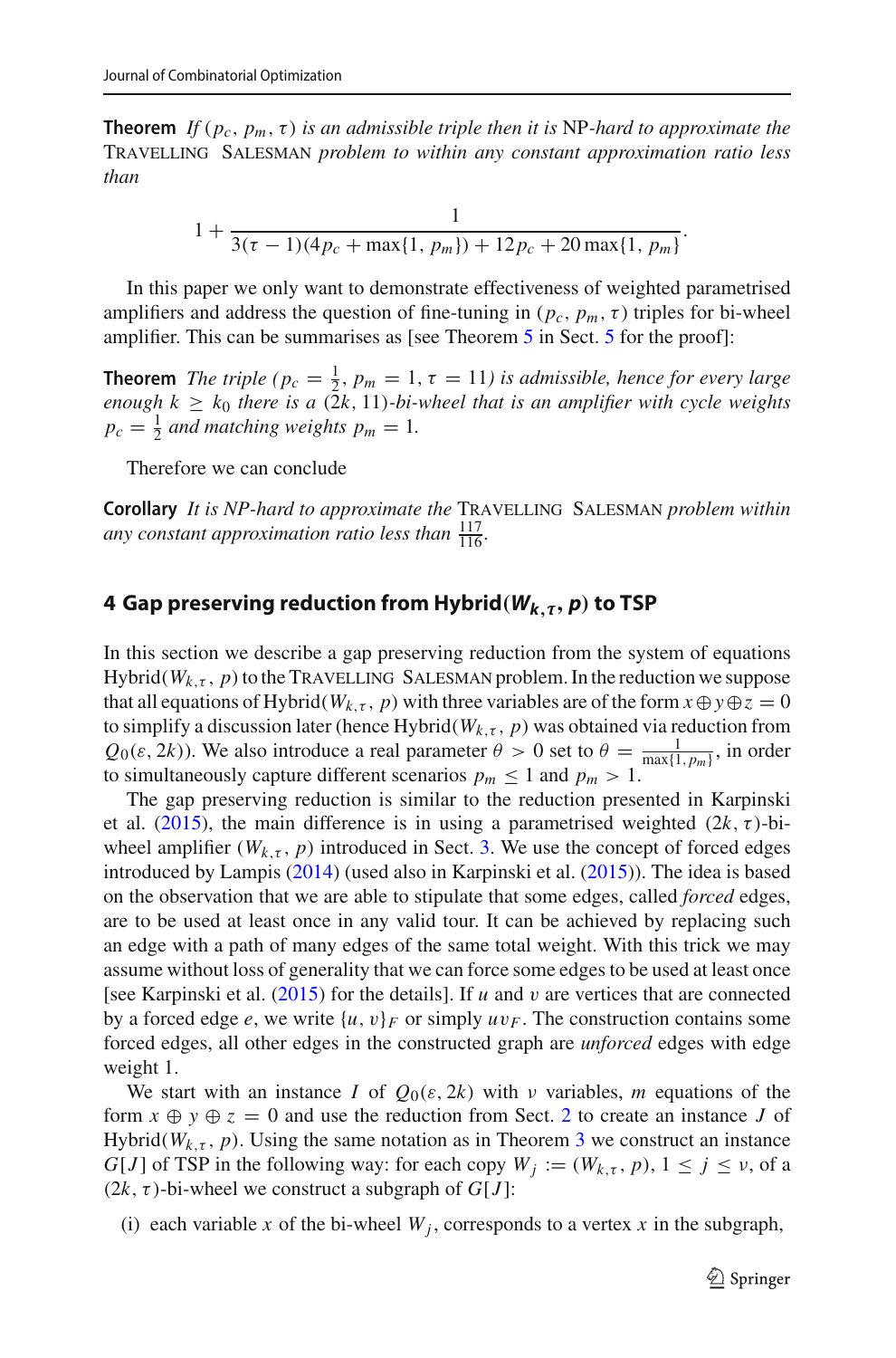**Theorem** *If* $(p_c, p_m, \tau)$ *is an admissible triple then it is* NP*-hard to approximate the* Travelling Salesman *problem to within any constant approximation ratio less than*

$$1 + \frac{1}{3(\tau - 1)(4p_c + \max\{1, p_m\}) + 12p_c + 20\max\{1, p_m\}}.$$

In this paper we only want to demonstrate effectiveness of weighted parametrised amplifiers and address the question of fine-tuning in $(p_c, p_m, \tau)$ triples for bi-wheel amplifier. This can be summarises as [see Theorem 5 in Sect. 5 for the proof]:

**Theorem** *The triple* ($p_c = \frac{1}{2}$, $p_m = 1$, $\tau = 11$) *is admissible, hence for every large enough* $k \geq k_0$ *there is a* $(2k, 11)$*-bi-wheel that is an amplifier with cycle weights* $p_c = \frac{1}{2}$ *and matching weights* $p_m = 1$.

Therefore we can conclude

**Corollary** *It is NP-hard to approximate the* Travelling Salesman *problem within any constant approximation ratio less than* $\frac{117}{116}$.

## 4 Gap preserving reduction from Hybrid($W_{k,\tau}$, $p$) to TSP

In this section we describe a gap preserving reduction from the system of equations Hybrid$(W_{k,\tau}, p)$ to the Travelling Salesman problem. In the reduction we suppose that all equations of Hybrid$(W_{k,\tau}, p)$ with three variables are of the form $x \oplus y \oplus z = 0$ to simplify a discussion later (hence Hybrid$(W_{k,\tau}, p)$ was obtained via reduction from $Q_0(\varepsilon, 2k)$). We also introduce a real parameter $\theta > 0$ set to $\theta = \frac{1}{\max\{1, p_m\}}$, in order to simultaneously capture different scenarios $p_m \leq 1$ and $p_m > 1$.

The gap preserving reduction is similar to the reduction presented in Karpinski et al. (2015), the main difference is in using a parametrised weighted $(2k, \tau)$-bi-wheel amplifier $(W_{k,\tau}, p)$ introduced in Sect. 3. We use the concept of forced edges introduced by Lampis (2014) (used also in Karpinski et al. (2015)). The idea is based on the observation that we are able to stipulate that some edges, called *forced* edges, are to be used at least once in any valid tour. It can be achieved by replacing such an edge with a path of many edges of the same total weight. With this trick we may assume without loss of generality that we can force some edges to be used at least once [see Karpinski et al. (2015) for the details]. If $u$ and $v$ are vertices that are connected by a forced edge $e$, we write $\{u, v\}_F$ or simply $uv_F$. The construction contains some forced edges, all other edges in the constructed graph are *unforced* edges with edge weight 1.

We start with an instance $I$ of $Q_0(\varepsilon, 2k)$ with $\nu$ variables, $m$ equations of the form $x \oplus y \oplus z = 0$ and use the reduction from Sect. 2 to create an instance $J$ of Hybrid$(W_{k,\tau}, p)$. Using the same notation as in Theorem 3 we construct an instance $G[J]$ of TSP in the following way: for each copy $W_j := (W_{k,\tau}, p)$, $1 \leq j \leq \nu$, of a $(2k, \tau)$-bi-wheel we construct a subgraph of $G[J]$:

(i) each variable $x$ of the bi-wheel $W_j$, corresponds to a vertex $x$ in the subgraph,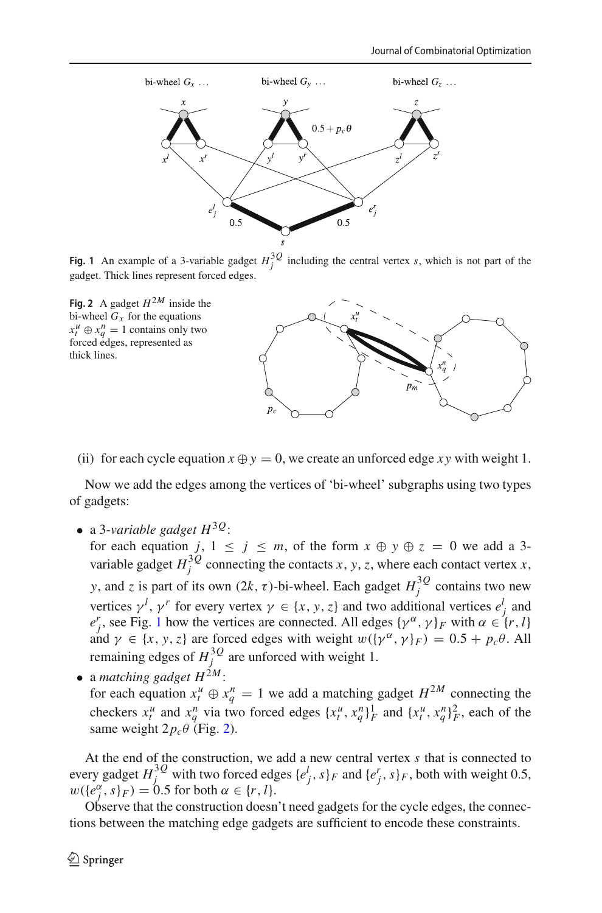**Fig. 1** An example of a 3-variable gadget $H_j^{3Q}$ including the central vertex $s$, which is not part of the gadget. Thick lines represent forced edges.

**Fig. 2** A gadget $H^{2M}$ inside the bi-wheel $G_x$ for the equations $x_t^u \oplus x_q^n = 1$ contains only two forced edges, represented as thick lines.

(ii) for each cycle equation $x \oplus y = 0$, we create an unforced edge $xy$ with weight 1.

Now we add the edges among the vertices of 'bi-wheel' subgraphs using two types of gadgets:

- a *3-variable gadget* $H^{3Q}$:
  for each equation $j$, $1 \le j \le m$, of the form $x \oplus y \oplus z = 0$ we add a 3-variable gadget $H_j^{3Q}$ connecting the contacts $x$, $y$, $z$, where each contact vertex $x$, $y$, and $z$ is part of its own $(2k, \tau)$-bi-wheel. Each gadget $H_j^{3Q}$ contains two new vertices $\gamma^l$, $\gamma^r$ for every vertex $\gamma \in \{x, y, z\}$ and two additional vertices $e_j^l$ and $e_j^r$, see Fig. 1 how the vertices are connected. All edges $\{\gamma^\alpha, \gamma\}_F$ with $\alpha \in \{r, l\}$ and $\gamma \in \{x, y, z\}$ are forced edges with weight $w(\{\gamma^\alpha, \gamma\}_F) = 0.5 + p_c\theta$. All remaining edges of $H_j^{3Q}$ are unforced with weight 1.
- a *matching gadget* $H^{2M}$:
  for each equation $x_t^u \oplus x_q^n = 1$ we add a matching gadget $H^{2M}$ connecting the checkers $x_t^u$ and $x_q^n$ via two forced edges $\{x_t^u, x_q^n\}_F^1$ and $\{x_t^u, x_q^n\}_F^2$, each of the same weight $2p_c\theta$ (Fig. 2).

At the end of the construction, we add a new central vertex $s$ that is connected to every gadget $H_j^{3Q}$ with two forced edges $\{e_j^l, s\}_F$ and $\{e_j^r, s\}_F$, both with weight 0.5, $w(\{e_j^\alpha, s\}_F) = 0.5$ for both $\alpha \in \{r, l\}$.

Observe that the construction doesn't need gadgets for the cycle edges, the connections between the matching edge gadgets are sufficient to encode these constraints.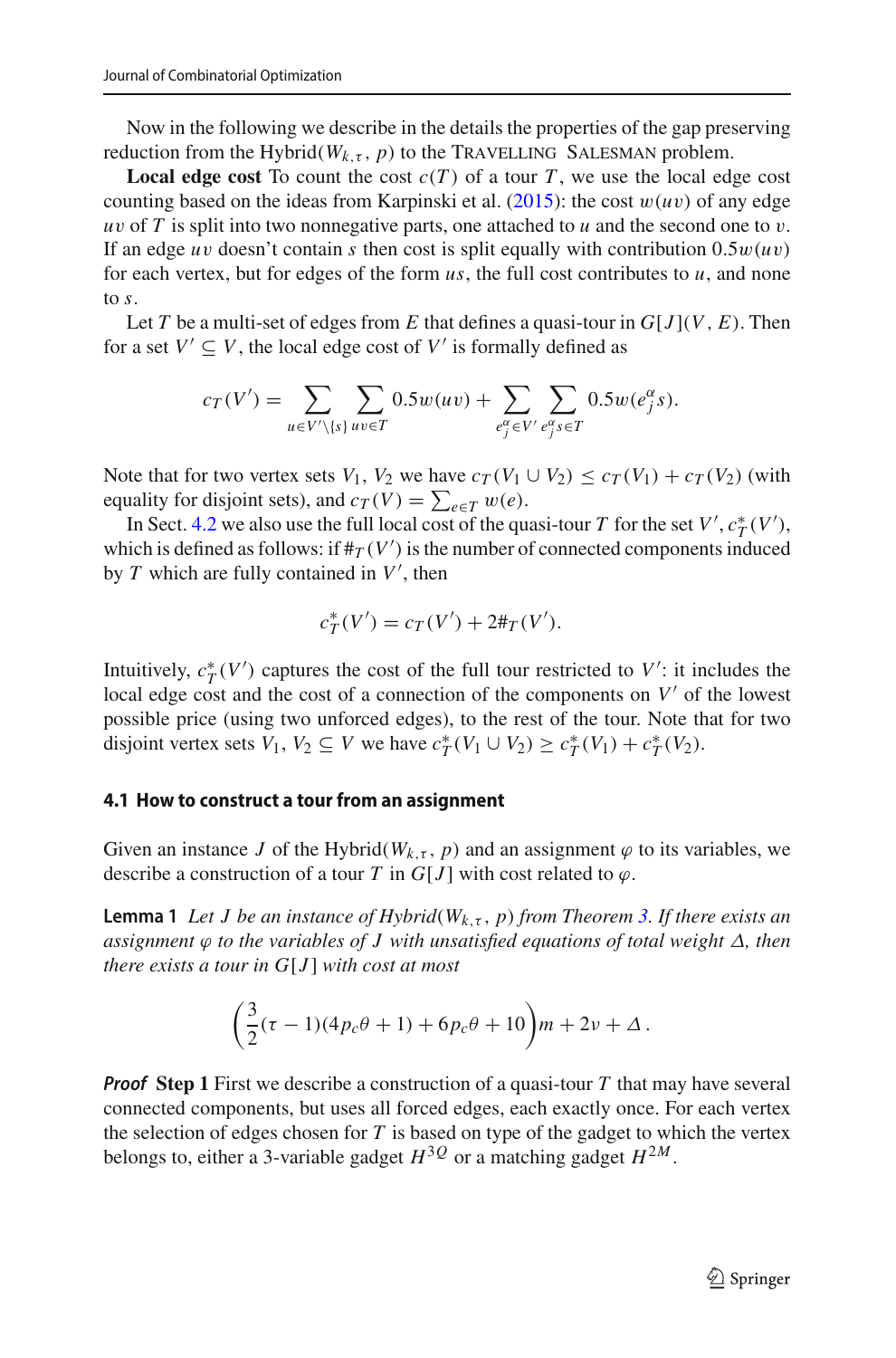Now in the following we describe in the details the properties of the gap preserving reduction from the Hybrid($W_{k,\tau}$, $p$) to the TRAVELLING SALESMAN problem.

**Local edge cost** To count the cost $c(T)$ of a tour $T$, we use the local edge cost counting based on the ideas from Karpinski et al. (2015): the cost $w(uv)$ of any edge $uv$ of $T$ is split into two nonnegative parts, one attached to $u$ and the second one to $v$. If an edge $uv$ doesn't contain $s$ then cost is split equally with contribution $0.5w(uv)$ for each vertex, but for edges of the form $us$, the full cost contributes to $u$, and none to $s$.

Let $T$ be a multi-set of edges from $E$ that defines a quasi-tour in $G[J](V, E)$. Then for a set $V' \subseteq V$, the local edge cost of $V'$ is formally defined as

$$c_T(V') = \sum_{u \in V' \setminus \{s\}} \sum_{uv \in T} 0.5w(uv) + \sum_{e_j^\alpha \in V'} \sum_{e_j^\alpha s \in T} 0.5w(e_j^\alpha s).$$

Note that for two vertex sets $V_1$, $V_2$ we have $c_T(V_1 \cup V_2) \leq c_T(V_1) + c_T(V_2)$ (with equality for disjoint sets), and $c_T(V) = \sum_{e \in T} w(e)$.

In Sect. 4.2 we also use the full local cost of the quasi-tour $T$ for the set $V'$, $c_T^*(V')$, which is defined as follows: if $\#_T(V')$ is the number of connected components induced by $T$ which are fully contained in $V'$, then

$$c_T^*(V') = c_T(V') + 2\#_T(V').$$

Intuitively, $c_T^*(V')$ captures the cost of the full tour restricted to $V'$: it includes the local edge cost and the cost of a connection of the components on $V'$ of the lowest possible price (using two unforced edges), to the rest of the tour. Note that for two disjoint vertex sets $V_1, V_2 \subseteq V$ we have $c_T^*(V_1 \cup V_2) \geq c_T^*(V_1) + c_T^*(V_2)$.

### 4.1 How to construct a tour from an assignment

Given an instance $J$ of the Hybrid($W_{k,\tau}$, $p$) and an assignment $\varphi$ to its variables, we describe a construction of a tour $T$ in $G[J]$ with cost related to $\varphi$.

**Lemma 1** *Let $J$ be an instance of Hybrid($W_{k,\tau}$, $p$) from Theorem 3. If there exists an assignment $\varphi$ to the variables of $J$ with unsatisfied equations of total weight $\Delta$, then there exists a tour in $G[J]$ with cost at most*

$$\left(\frac{3}{2}(\tau - 1)(4p_c\theta + 1) + 6p_c\theta + 10\right)m + 2\nu + \Delta\,.$$

***Proof*** **Step 1** First we describe a construction of a quasi-tour $T$ that may have several connected components, but uses all forced edges, each exactly once. For each vertex the selection of edges chosen for $T$ is based on type of the gadget to which the vertex belongs to, either a 3-variable gadget $H^{3Q}$ or a matching gadget $H^{2M}$.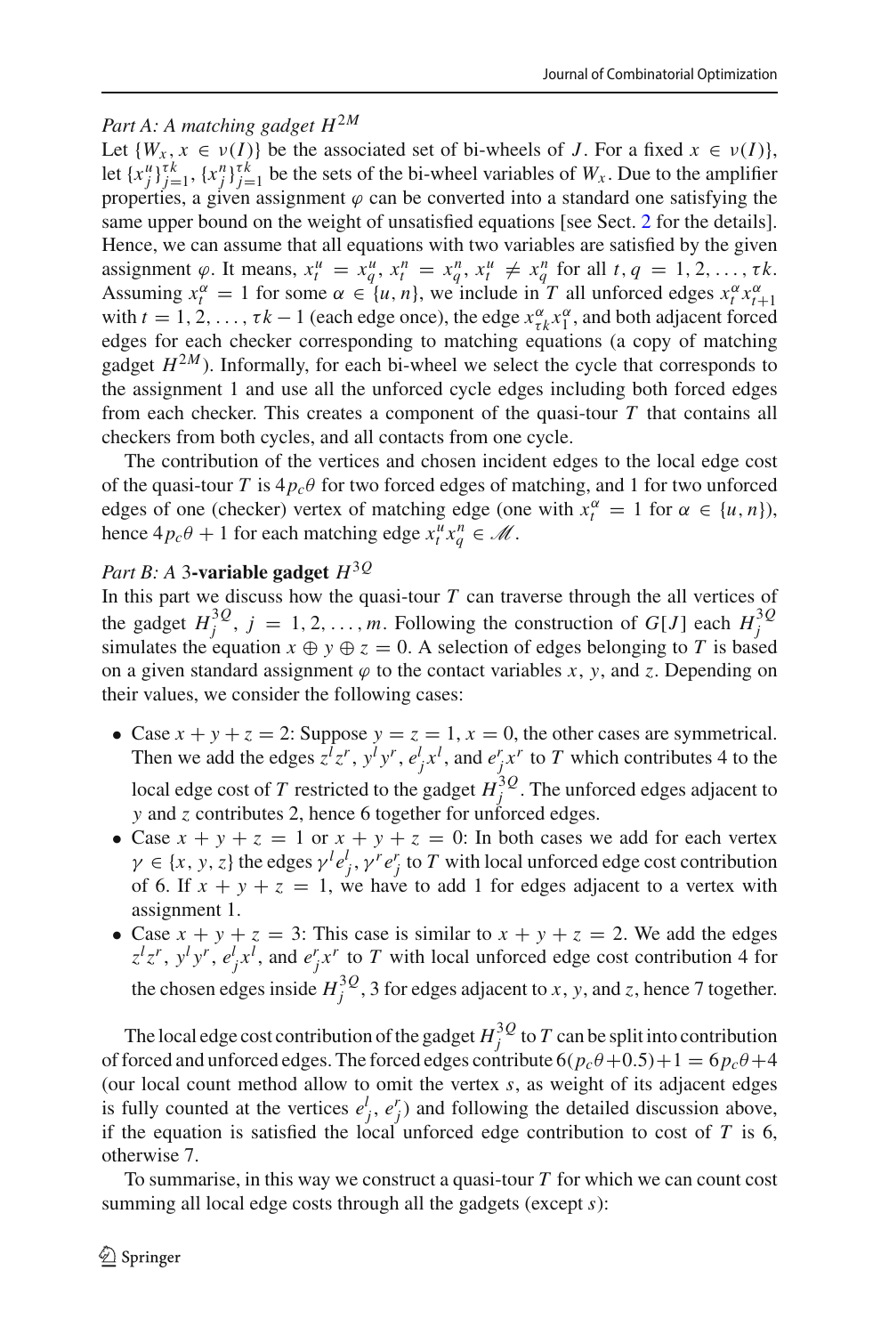*Part A: A matching gadget $H^{2M}$*

Let $\{W_x, x \in \nu(I)\}$ be the associated set of bi-wheels of $J$. For a fixed $x \in \nu(I)\}$, let $\{x^u_j\}_{j=1}^{\tau k}$, $\{x^n_j\}_{j=1}^{\tau k}$ be the sets of the bi-wheel variables of $W_x$. Due to the amplifier properties, a given assignment $\varphi$ can be converted into a standard one satisfying the same upper bound on the weight of unsatisfied equations [see Sect. 2 for the details]. Hence, we can assume that all equations with two variables are satisfied by the given assignment $\varphi$. It means, $x^u_t = x^u_q$, $x^n_t = x^n_q$, $x^u_t \neq x^n_q$ for all $t, q = 1, 2, \ldots, \tau k$. Assuming $x^\alpha_t = 1$ for some $\alpha \in \{u, n\}$, we include in $T$ all unforced edges $x^\alpha_t x^\alpha_{t+1}$ with $t = 1, 2, \ldots, \tau k - 1$ (each edge once), the edge $x^\alpha_{\tau k} x^\alpha_1$, and both adjacent forced edges for each checker corresponding to matching equations (a copy of matching gadget $H^{2M}$). Informally, for each bi-wheel we select the cycle that corresponds to the assignment 1 and use all the unforced cycle edges including both forced edges from each checker. This creates a component of the quasi-tour $T$ that contains all checkers from both cycles, and all contacts from one cycle.

The contribution of the vertices and chosen incident edges to the local edge cost of the quasi-tour $T$ is $4p_c\theta$ for two forced edges of matching, and 1 for two unforced edges of one (checker) vertex of matching edge (one with $x^\alpha_t = 1$ for $\alpha \in \{u, n\}$), hence $4p_c\theta + 1$ for each matching edge $x^u_t x^n_q \in \mathscr{M}$.

*Part B: A* **3-variable gadget** $H^{3Q}$

In this part we discuss how the quasi-tour $T$ can traverse through the all vertices of the gadget $H^{3Q}_j$, $j = 1, 2, \ldots, m$. Following the construction of $G[J]$ each $H^{3Q}_j$ simulates the equation $x \oplus y \oplus z = 0$. A selection of edges belonging to $T$ is based on a given standard assignment $\varphi$ to the contact variables $x$, $y$, and $z$. Depending on their values, we consider the following cases:

- Case $x + y + z = 2$: Suppose $y = z = 1$, $x = 0$, the other cases are symmetrical. Then we add the edges $z^l z^r$, $y^l y^r$, $e^l_j x^l$, and $e^r_j x^r$ to $T$ which contributes 4 to the local edge cost of $T$ restricted to the gadget $H^{3Q}_j$. The unforced edges adjacent to $y$ and $z$ contributes 2, hence 6 together for unforced edges.
- Case $x + y + z = 1$ or $x + y + z = 0$: In both cases we add for each vertex $\gamma \in \{x, y, z\}$ the edges $\gamma^l e^l_j$, $\gamma^r e^r_j$ to $T$ with local unforced edge cost contribution of 6. If $x + y + z = 1$, we have to add 1 for edges adjacent to a vertex with assignment 1.
- Case $x + y + z = 3$: This case is similar to $x + y + z = 2$. We add the edges $z^l z^r$, $y^l y^r$, $e^l_j x^l$, and $e^r_j x^r$ to $T$ with local unforced edge cost contribution 4 for the chosen edges inside $H^{3Q}_j$, 3 for edges adjacent to $x$, $y$, and $z$, hence 7 together.

The local edge cost contribution of the gadget $H^{3Q}_j$ to $T$ can be split into contribution of forced and unforced edges. The forced edges contribute $6(p_c\theta + 0.5) + 1 = 6p_c\theta + 4$ (our local count method allow to omit the vertex $s$, as weight of its adjacent edges is fully counted at the vertices $e^l_j$, $e^r_j$) and following the detailed discussion above, if the equation is satisfied the local unforced edge contribution to cost of $T$ is 6, otherwise 7.

To summarise, in this way we construct a quasi-tour $T$ for which we can count cost summing all local edge costs through all the gadgets (except $s$):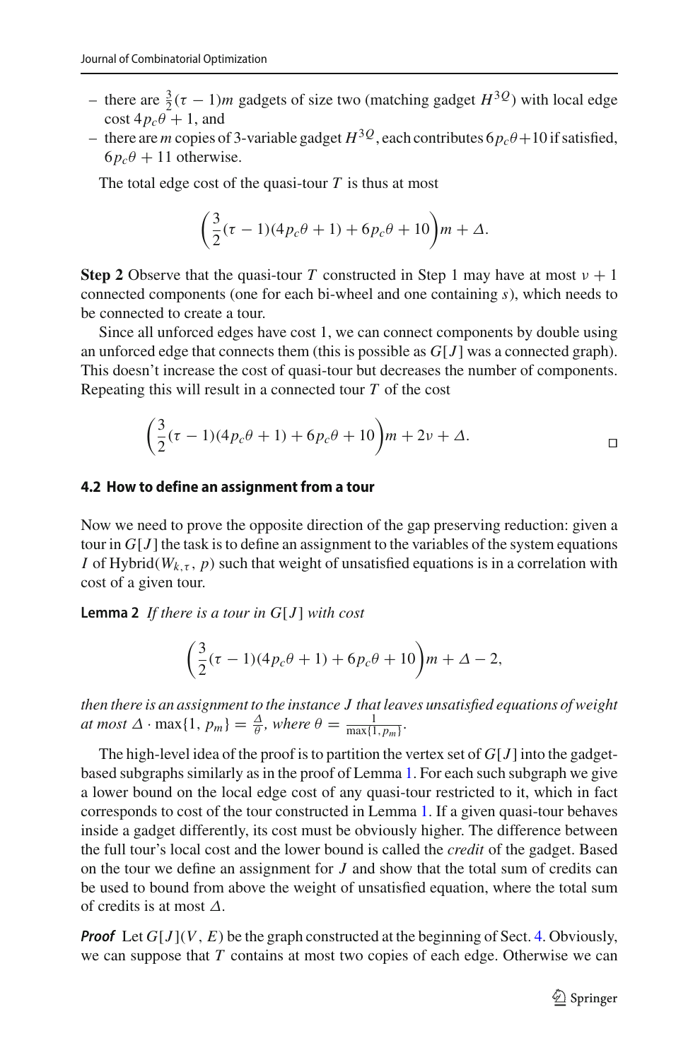– there are $\frac{3}{2}(\tau - 1)m$ gadgets of size two (matching gadget $H^{3Q}$) with local edge cost $4p_c\theta + 1$, and
– there are $m$ copies of 3-variable gadget $H^{3Q}$, each contributes $6p_c\theta + 10$ if satisfied, $6p_c\theta + 11$ otherwise.

The total edge cost of the quasi-tour $T$ is thus at most

$$\left(\frac{3}{2}(\tau - 1)(4p_c\theta + 1) + 6p_c\theta + 10\right)m + \Delta.$$

**Step 2** Observe that the quasi-tour $T$ constructed in Step 1 may have at most $\nu + 1$ connected components (one for each bi-wheel and one containing $s$), which needs to be connected to create a tour.

Since all unforced edges have cost 1, we can connect components by double using an unforced edge that connects them (this is possible as $G[J]$ was a connected graph). This doesn't increase the cost of quasi-tour but decreases the number of components. Repeating this will result in a connected tour $T$ of the cost

$$\left(\frac{3}{2}(\tau - 1)(4p_c\theta + 1) + 6p_c\theta + 10\right)m + 2\nu + \Delta.$$

□

### 4.2 How to define an assignment from a tour

Now we need to prove the opposite direction of the gap preserving reduction: given a tour in $G[J]$ the task is to define an assignment to the variables of the system equations $I$ of Hybrid($W_{k,\tau}$, $p$) such that weight of unsatisfied equations is in a correlation with cost of a given tour.

**Lemma 2** *If there is a tour in* $G[J]$ *with cost*

$$\left(\frac{3}{2}(\tau - 1)(4p_c\theta + 1) + 6p_c\theta + 10\right)m + \Delta - 2,$$

*then there is an assignment to the instance* $J$ *that leaves unsatisfied equations of weight at most* $\Delta \cdot \max\{1, p_m\} = \frac{\Delta}{\theta}$, *where* $\theta = \frac{1}{\max\{1, p_m\}}$.

The high-level idea of the proof is to partition the vertex set of $G[J]$ into the gadget-based subgraphs similarly as in the proof of Lemma 1. For each such subgraph we give a lower bound on the local edge cost of any quasi-tour restricted to it, which in fact corresponds to cost of the tour constructed in Lemma 1. If a given quasi-tour behaves inside a gadget differently, its cost must be obviously higher. The difference between the full tour's local cost and the lower bound is called the *credit* of the gadget. Based on the tour we define an assignment for $J$ and show that the total sum of credits can be used to bound from above the weight of unsatisfied equation, where the total sum of credits is at most $\Delta$.

***Proof*** Let $G[J](V, E)$ be the graph constructed at the beginning of Sect. 4. Obviously, we can suppose that $T$ contains at most two copies of each edge. Otherwise we can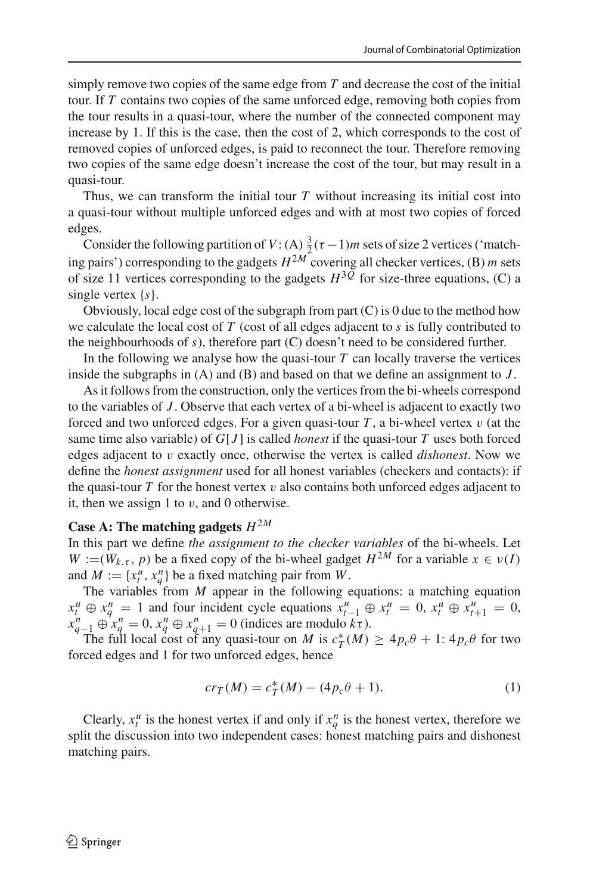simply remove two copies of the same edge from $T$ and decrease the cost of the initial tour. If $T$ contains two copies of the same unforced edge, removing both copies from the tour results in a quasi-tour, where the number of the connected component may increase by 1. If this is the case, then the cost of 2, which corresponds to the cost of removed copies of unforced edges, is paid to reconnect the tour. Therefore removing two copies of the same edge doesn't increase the cost of the tour, but may result in a quasi-tour.

Thus, we can transform the initial tour $T$ without increasing its initial cost into a quasi-tour without multiple unforced edges and with at most two copies of forced edges.

Consider the following partition of $V$: (A) $\frac{3}{2}(\tau - 1)m$ sets of size 2 vertices ('matching pairs') corresponding to the gadgets $H^{2M}$ covering all checker vertices, (B) $m$ sets of size 11 vertices corresponding to the gadgets $H^{3Q}$ for size-three equations, (C) a single vertex $\{s\}$.

Obviously, local edge cost of the subgraph from part (C) is 0 due to the method how we calculate the local cost of $T$ (cost of all edges adjacent to $s$ is fully contributed to the neighbourhoods of $s$), therefore part (C) doesn't need to be considered further.

In the following we analyse how the quasi-tour $T$ can locally traverse the vertices inside the subgraphs in (A) and (B) and based on that we define an assignment to $J$.

As it follows from the construction, only the vertices from the bi-wheels correspond to the variables of $J$. Observe that each vertex of a bi-wheel is adjacent to exactly two forced and two unforced edges. For a given quasi-tour $T$, a bi-wheel vertex $v$ (at the same time also variable) of $G[J]$ is called *honest* if the quasi-tour $T$ uses both forced edges adjacent to $v$ exactly once, otherwise the vertex is called *dishonest*. Now we define the *honest assignment* used for all honest variables (checkers and contacts): if the quasi-tour $T$ for the honest vertex $v$ also contains both unforced edges adjacent to it, then we assign 1 to $v$, and 0 otherwise.

**Case A: The matching gadgets $H^{2M}$**

In this part we define *the assignment to the checker variables* of the bi-wheels. Let $W := (W_{k,\tau}, p)$ be a fixed copy of the bi-wheel gadget $H^{2M}$ for a variable $x \in \nu(I)$ and $M := \{x_t^u, x_q^n\}$ be a fixed matching pair from $W$.

The variables from $M$ appear in the following equations: a matching equation $x_t^u \oplus x_q^n = 1$ and four incident cycle equations $x_{t-1}^u \oplus x_t^u = 0$, $x_t^u \oplus x_{t+1}^u = 0$, $x_{q-1}^n \oplus x_q^n = 0$, $x_q^n \oplus x_{q+1}^n = 0$ (indices are modulo $k\tau$).

The full local cost of any quasi-tour on $M$ is $c_T^*(M) \geq 4p_c\theta + 1$: $4p_c\theta$ for two forced edges and 1 for two unforced edges, hence

$$cr_T(M) = c_T^*(M) - (4p_c\theta + 1). \tag{1}$$

Clearly, $x_t^u$ is the honest vertex if and only if $x_q^n$ is the honest vertex, therefore we split the discussion into two independent cases: honest matching pairs and dishonest matching pairs.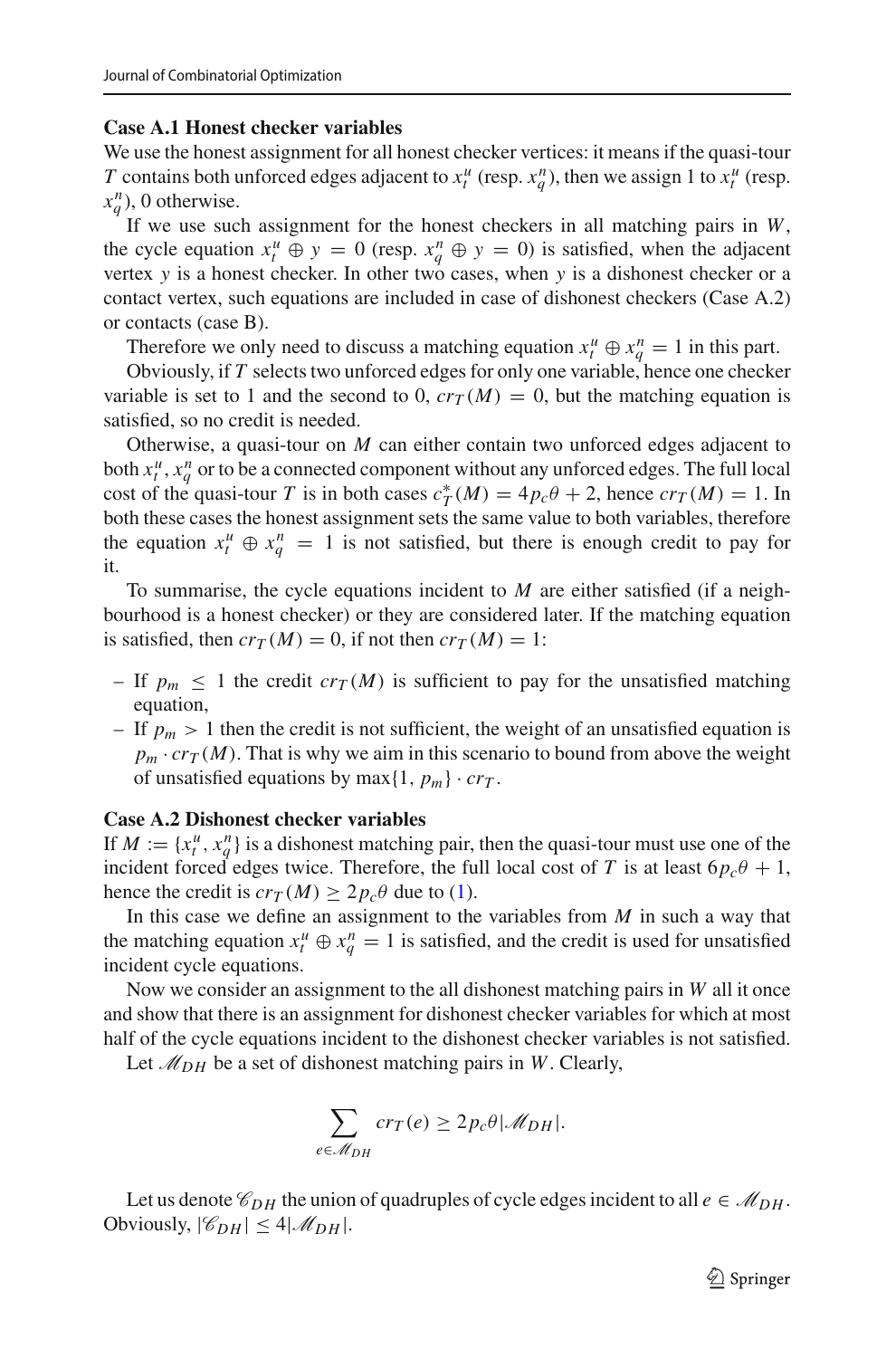**Case A.1 Honest checker variables**

We use the honest assignment for all honest checker vertices: it means if the quasi-tour $T$ contains both unforced edges adjacent to $x_t^u$ (resp. $x_q^n$), then we assign 1 to $x_t^u$ (resp. $x_q^n$), 0 otherwise.

If we use such assignment for the honest checkers in all matching pairs in $W$, the cycle equation $x_t^u \oplus y = 0$ (resp. $x_q^n \oplus y = 0$) is satisfied, when the adjacent vertex $y$ is a honest checker. In other two cases, when $y$ is a dishonest checker or a contact vertex, such equations are included in case of dishonest checkers (Case A.2) or contacts (case B).

Therefore we only need to discuss a matching equation $x_t^u \oplus x_q^n = 1$ in this part.

Obviously, if $T$ selects two unforced edges for only one variable, hence one checker variable is set to 1 and the second to 0, $cr_T(M) = 0$, but the matching equation is satisfied, so no credit is needed.

Otherwise, a quasi-tour on $M$ can either contain two unforced edges adjacent to both $x_t^u, x_q^n$ or to be a connected component without any unforced edges. The full local cost of the quasi-tour $T$ is in both cases $c_T^*(M) = 4p_c\theta + 2$, hence $cr_T(M) = 1$. In both these cases the honest assignment sets the same value to both variables, therefore the equation $x_t^u \oplus x_q^n = 1$ is not satisfied, but there is enough credit to pay for it.

To summarise, the cycle equations incident to $M$ are either satisfied (if a neighbourhood is a honest checker) or they are considered later. If the matching equation is satisfied, then $cr_T(M) = 0$, if not then $cr_T(M) = 1$:

- If $p_m \leq 1$ the credit $cr_T(M)$ is sufficient to pay for the unsatisfied matching equation,
- If $p_m > 1$ then the credit is not sufficient, the weight of an unsatisfied equation is $p_m \cdot cr_T(M)$. That is why we aim in this scenario to bound from above the weight of unsatisfied equations by $\max\{1, p_m\} \cdot cr_T$.

**Case A.2 Dishonest checker variables**

If $M := \{x_t^u, x_q^n\}$ is a dishonest matching pair, then the quasi-tour must use one of the incident forced edges twice. Therefore, the full local cost of $T$ is at least $6p_c\theta + 1$, hence the credit is $cr_T(M) \geq 2p_c\theta$ due to (1).

In this case we define an assignment to the variables from $M$ in such a way that the matching equation $x_t^u \oplus x_q^n = 1$ is satisfied, and the credit is used for unsatisfied incident cycle equations.

Now we consider an assignment to the all dishonest matching pairs in $W$ all it once and show that there is an assignment for dishonest checker variables for which at most half of the cycle equations incident to the dishonest checker variables is not satisfied.

Let $\mathscr{M}_{DH}$ be a set of dishonest matching pairs in $W$. Clearly,

$$\sum_{e \in \mathscr{M}_{DH}} cr_T(e) \geq 2p_c\theta|\mathscr{M}_{DH}|.$$

Let us denote $\mathscr{C}_{DH}$ the union of quadruples of cycle edges incident to all $e \in \mathscr{M}_{DH}$. Obviously, $|\mathscr{C}_{DH}| \leq 4|\mathscr{M}_{DH}|$.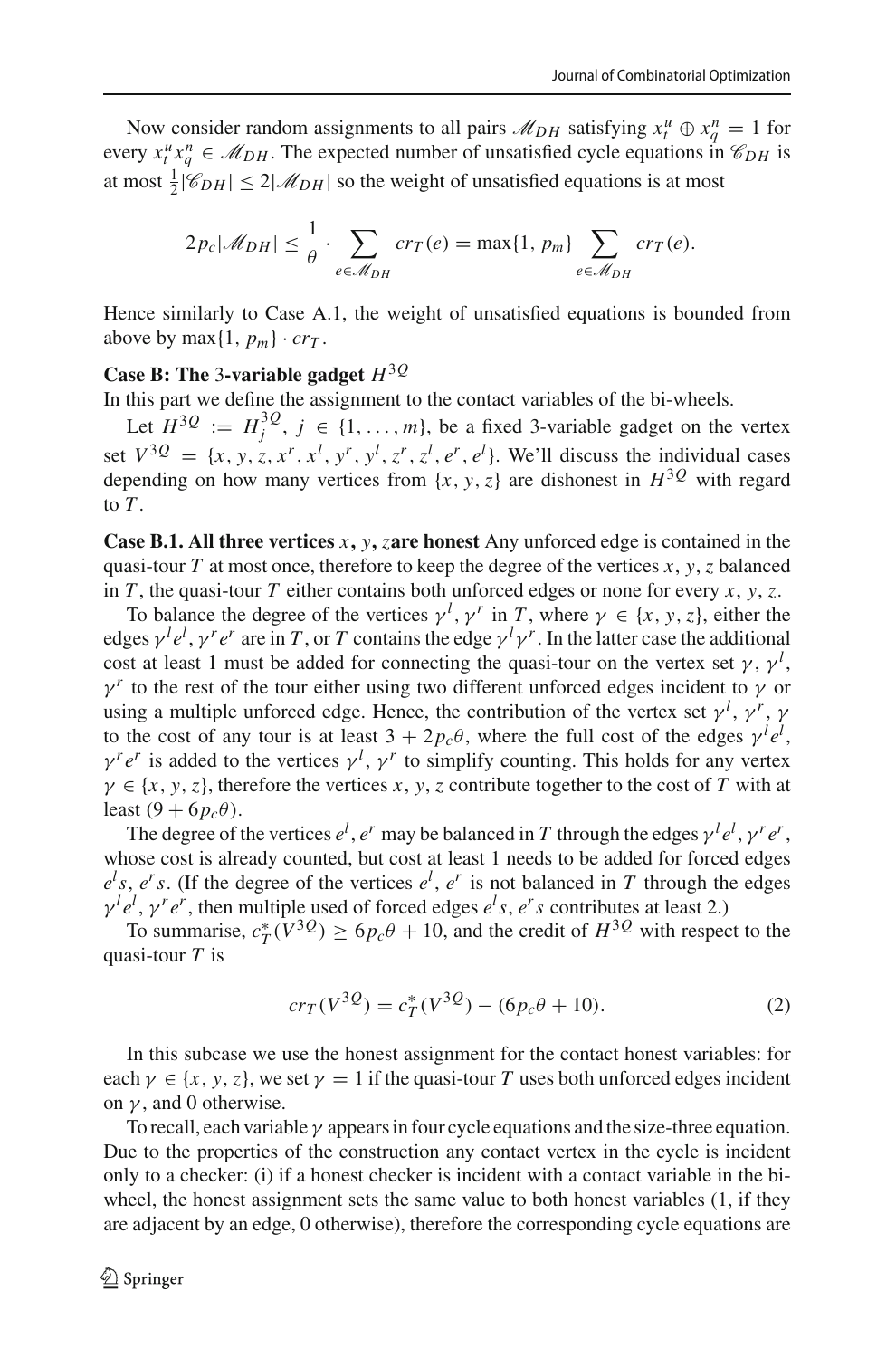Now consider random assignments to all pairs $\mathscr{M}_{DH}$ satisfying $x_t^u \oplus x_q^n = 1$ for every $x_t^u x_q^n \in \mathscr{M}_{DH}$. The expected number of unsatisfied cycle equations in $\mathscr{C}_{DH}$ is at most $\frac{1}{2}|\mathscr{C}_{DH}| \le 2|\mathscr{M}_{DH}|$ so the weight of unsatisfied equations is at most

$$2p_c|\mathscr{M}_{DH}| \le \frac{1}{\theta} \cdot \sum_{e \in \mathscr{M}_{DH}} cr_T(e) = \max\{1, p_m\} \sum_{e \in \mathscr{M}_{DH}} cr_T(e).$$

Hence similarly to Case A.1, the weight of unsatisfied equations is bounded from above by $\max\{1, p_m\} \cdot cr_T$.

**Case B: The 3-variable gadget $H^{3Q}$**

In this part we define the assignment to the contact variables of the bi-wheels.

Let $H^{3Q} := H_j^{3Q}$, $j \in \{1, \dots, m\}$, be a fixed 3-variable gadget on the vertex set $V^{3Q} = \{x, y, z, x^r, x^l, y^r, y^l, z^r, z^l, e^r, e^l\}$. We'll discuss the individual cases depending on how many vertices from $\{x, y, z\}$ are dishonest in $H^{3Q}$ with regard to $T$.

**Case B.1. All three vertices $x, y, z$ are honest** Any unforced edge is contained in the quasi-tour $T$ at most once, therefore to keep the degree of the vertices $x, y, z$ balanced in $T$, the quasi-tour $T$ either contains both unforced edges or none for every $x, y, z$.

To balance the degree of the vertices $\gamma^l, \gamma^r$ in $T$, where $\gamma \in \{x, y, z\}$, either the edges $\gamma^l e^l, \gamma^r e^r$ are in $T$, or $T$ contains the edge $\gamma^l \gamma^r$. In the latter case the additional cost at least 1 must be added for connecting the quasi-tour on the vertex set $\gamma, \gamma^l, \gamma^r$ to the rest of the tour either using two different unforced edges incident to $\gamma$ or using a multiple unforced edge. Hence, the contribution of the vertex set $\gamma^l, \gamma^r, \gamma$ to the cost of any tour is at least $3 + 2p_c\theta$, where the full cost of the edges $\gamma^l e^l$, $\gamma^r e^r$ is added to the vertices $\gamma^l, \gamma^r$ to simplify counting. This holds for any vertex $\gamma \in \{x, y, z\}$, therefore the vertices $x, y, z$ contribute together to the cost of $T$ with at least $(9 + 6p_c\theta)$.

The degree of the vertices $e^l, e^r$ may be balanced in $T$ through the edges $\gamma^l e^l, \gamma^r e^r$, whose cost is already counted, but cost at least 1 needs to be added for forced edges $e^l s$, $e^r s$. (If the degree of the vertices $e^l$, $e^r$ is not balanced in $T$ through the edges $\gamma^l e^l$, $\gamma^r e^r$, then multiple used of forced edges $e^l s$, $e^r s$ contributes at least 2.)

To summarise, $c_T^*(V^{3Q}) \ge 6p_c\theta + 10$, and the credit of $H^{3Q}$ with respect to the quasi-tour $T$ is

$$cr_T(V^{3Q}) = c_T^*(V^{3Q}) - (6p_c\theta + 10). \tag{2}$$

In this subcase we use the honest assignment for the contact honest variables: for each $\gamma \in \{x, y, z\}$, we set $\gamma = 1$ if the quasi-tour $T$ uses both unforced edges incident on $\gamma$, and 0 otherwise.

To recall, each variable $\gamma$ appears in four cycle equations and the size-three equation. Due to the properties of the construction any contact vertex in the cycle is incident only to a checker: (i) if a honest checker is incident with a contact variable in the bi-wheel, the honest assignment sets the same value to both honest variables (1, if they are adjacent by an edge, 0 otherwise), therefore the corresponding cycle equations are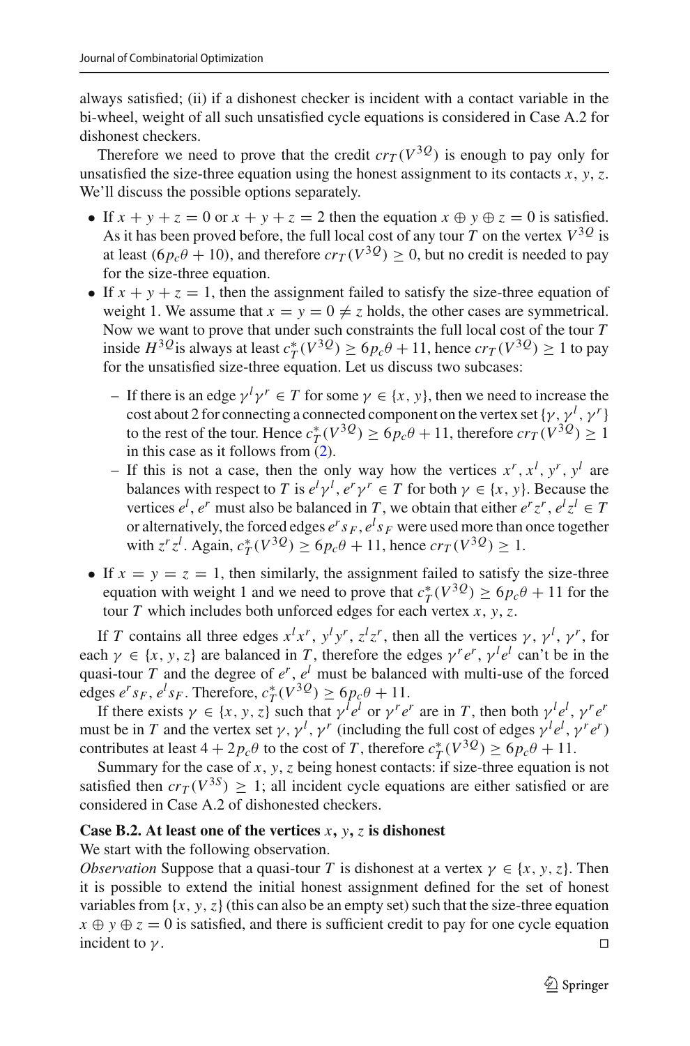always satisfied; (ii) if a dishonest checker is incident with a contact variable in the bi-wheel, weight of all such unsatisfied cycle equations is considered in Case A.2 for dishonest checkers.

Therefore we need to prove that the credit $cr_T(V^{3Q})$ is enough to pay only for unsatisfied the size-three equation using the honest assignment to its contacts $x, y, z$. We'll discuss the possible options separately.

- If $x + y + z = 0$ or $x + y + z = 2$ then the equation $x \oplus y \oplus z = 0$ is satisfied. As it has been proved before, the full local cost of any tour $T$ on the vertex $V^{3Q}$ is at least $(6p_c\theta + 10)$, and therefore $cr_T(V^{3Q}) \geq 0$, but no credit is needed to pay for the size-three equation.
- If $x + y + z = 1$, then the assignment failed to satisfy the size-three equation of weight 1. We assume that $x = y = 0 \neq z$ holds, the other cases are symmetrical. Now we want to prove that under such constraints the full local cost of the tour $T$ inside $H^{3Q}$ is always at least $c_T^*(V^{3Q}) \geq 6p_c\theta + 11$, hence $cr_T(V^{3Q}) \geq 1$ to pay for the unsatisfied size-three equation. Let us discuss two subcases:
  - If there is an edge $\gamma^l\gamma^r \in T$ for some $\gamma \in \{x, y\}$, then we need to increase the cost about 2 for connecting a connected component on the vertex set $\{\gamma, \gamma^l, \gamma^r\}$ to the rest of the tour. Hence $c_T^*(V^{3Q}) \geq 6p_c\theta + 11$, therefore $cr_T(V^{3Q}) \geq 1$ in this case as it follows from (2).
  - If this is not a case, then the only way how the vertices $x^r, x^l, y^r, y^l$ are balances with respect to $T$ is $e^l\gamma^l, e^r\gamma^r \in T$ for both $\gamma \in \{x, y\}$. Because the vertices $e^l, e^r$ must also be balanced in $T$, we obtain that either $e^rz^r, e^lz^l \in T$ or alternatively, the forced edges $e^rs_F, e^ls_F$ were used more than once together with $z^rz^l$. Again, $c_T^*(V^{3Q}) \geq 6p_c\theta + 11$, hence $cr_T(V^{3Q}) \geq 1$.
- If $x = y = z = 1$, then similarly, the assignment failed to satisfy the size-three equation with weight 1 and we need to prove that $c_T^*(V^{3Q}) \geq 6p_c\theta + 11$ for the tour $T$ which includes both unforced edges for each vertex $x, y, z$.

If $T$ contains all three edges $x^lx^r$, $y^ly^r$, $z^lz^r$, then all the vertices $\gamma, \gamma^l, \gamma^r$, for each $\gamma \in \{x, y, z\}$ are balanced in $T$, therefore the edges $\gamma^re^r$, $\gamma^le^l$ can't be in the quasi-tour $T$ and the degree of $e^r, e^l$ must be balanced with multi-use of the forced edges $e^rs_F, e^ls_F$. Therefore, $c_T^*(V^{3Q}) \geq 6p_c\theta + 11$.

If there exists $\gamma \in \{x, y, z\}$ such that $\gamma^le^l$ or $\gamma^re^r$ are in $T$, then both $\gamma^le^l$, $\gamma^re^r$ must be in $T$ and the vertex set $\gamma, \gamma^l, \gamma^r$ (including the full cost of edges $\gamma^le^l, \gamma^re^r$) contributes at least $4 + 2p_c\theta$ to the cost of $T$, therefore $c_T^*(V^{3Q}) \geq 6p_c\theta + 11$.

Summary for the case of $x, y, z$ being honest contacts: if size-three equation is not satisfied then $cr_T(V^{3S}) \geq 1$; all incident cycle equations are either satisfied or are considered in Case A.2 of dishonested checkers.

**Case B.2. At least one of the vertices $x, y, z$ is dishonest**

We start with the following observation.

*Observation* Suppose that a quasi-tour $T$ is dishonest at a vertex $\gamma \in \{x, y, z\}$. Then it is possible to extend the initial honest assignment defined for the set of honest variables from $\{x, y, z\}$ (this can also be an empty set) such that the size-three equation $x \oplus y \oplus z = 0$ is satisfied, and there is sufficient credit to pay for one cycle equation incident to $\gamma$. □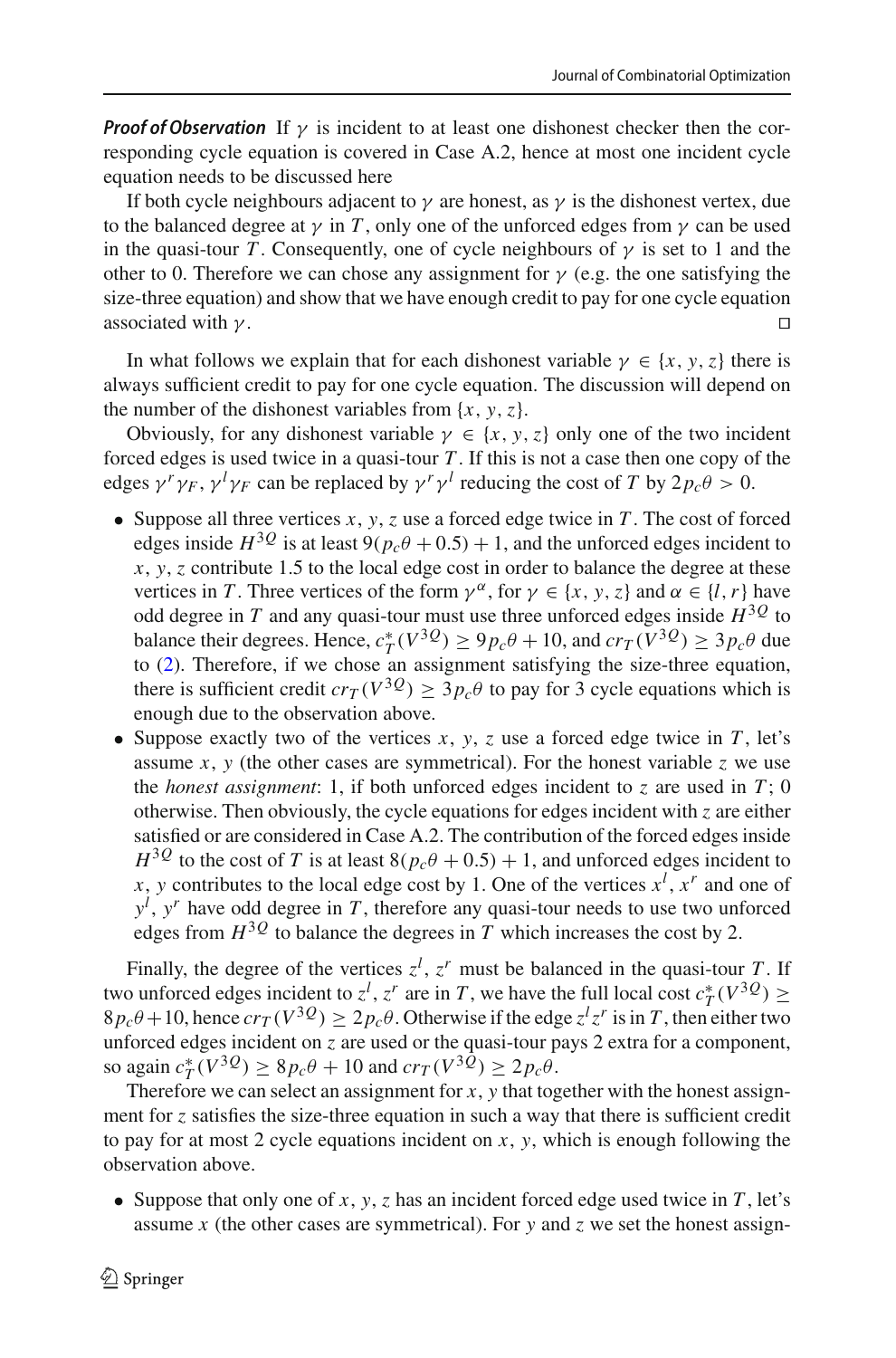***Proof of Observation*** If $\gamma$ is incident to at least one dishonest checker then the corresponding cycle equation is covered in Case A.2, hence at most one incident cycle equation needs to be discussed here

If both cycle neighbours adjacent to $\gamma$ are honest, as $\gamma$ is the dishonest vertex, due to the balanced degree at $\gamma$ in $T$, only one of the unforced edges from $\gamma$ can be used in the quasi-tour $T$. Consequently, one of cycle neighbours of $\gamma$ is set to 1 and the other to 0. Therefore we can chose any assignment for $\gamma$ (e.g. the one satisfying the size-three equation) and show that we have enough credit to pay for one cycle equation associated with $\gamma$. □

In what follows we explain that for each dishonest variable $\gamma \in \{x, y, z\}$ there is always sufficient credit to pay for one cycle equation. The discussion will depend on the number of the dishonest variables from $\{x, y, z\}$.

Obviously, for any dishonest variable $\gamma \in \{x, y, z\}$ only one of the two incident forced edges is used twice in a quasi-tour $T$. If this is not a case then one copy of the edges $\gamma^r \gamma_F$, $\gamma^l \gamma_F$ can be replaced by $\gamma^r \gamma^l$ reducing the cost of $T$ by $2p_c\theta > 0$.

- Suppose all three vertices $x, y, z$ use a forced edge twice in $T$. The cost of forced edges inside $H^{3Q}$ is at least $9(p_c\theta + 0.5) + 1$, and the unforced edges incident to $x, y, z$ contribute 1.5 to the local edge cost in order to balance the degree at these vertices in $T$. Three vertices of the form $\gamma^\alpha$, for $\gamma \in \{x, y, z\}$ and $\alpha \in \{l, r\}$ have odd degree in $T$ and any quasi-tour must use three unforced edges inside $H^{3Q}$ to balance their degrees. Hence, $c^*_T(V^{3Q}) \geq 9p_c\theta + 10$, and $cr_T(V^{3Q}) \geq 3p_c\theta$ due to (2). Therefore, if we chose an assignment satisfying the size-three equation, there is sufficient credit $cr_T(V^{3Q}) \geq 3p_c\theta$ to pay for 3 cycle equations which is enough due to the observation above.
- Suppose exactly two of the vertices $x, y, z$ use a forced edge twice in $T$, let's assume $x, y$ (the other cases are symmetrical). For the honest variable $z$ we use the *honest assignment*: 1, if both unforced edges incident to $z$ are used in $T$; 0 otherwise. Then obviously, the cycle equations for edges incident with $z$ are either satisfied or are considered in Case A.2. The contribution of the forced edges inside $H^{3Q}$ to the cost of $T$ is at least $8(p_c\theta + 0.5) + 1$, and unforced edges incident to $x, y$ contributes to the local edge cost by 1. One of the vertices $x^l, x^r$ and one of $y^l, y^r$ have odd degree in $T$, therefore any quasi-tour needs to use two unforced edges from $H^{3Q}$ to balance the degrees in $T$ which increases the cost by 2.

Finally, the degree of the vertices $z^l, z^r$ must be balanced in the quasi-tour $T$. If two unforced edges incident to $z^l, z^r$ are in $T$, we have the full local cost $c^*_T(V^{3Q}) \geq 8p_c\theta + 10$, hence $cr_T(V^{3Q}) \geq 2p_c\theta$. Otherwise if the edge $z^l z^r$ is in $T$, then either two unforced edges incident on $z$ are used or the quasi-tour pays 2 extra for a component, so again $c^*_T(V^{3Q}) \geq 8p_c\theta + 10$ and $cr_T(V^{3Q}) \geq 2p_c\theta$.

Therefore we can select an assignment for $x, y$ that together with the honest assignment for $z$ satisfies the size-three equation in such a way that there is sufficient credit to pay for at most 2 cycle equations incident on $x, y$, which is enough following the observation above.

- Suppose that only one of $x, y, z$ has an incident forced edge used twice in $T$, let's assume $x$ (the other cases are symmetrical). For $y$ and $z$ we set the honest assign-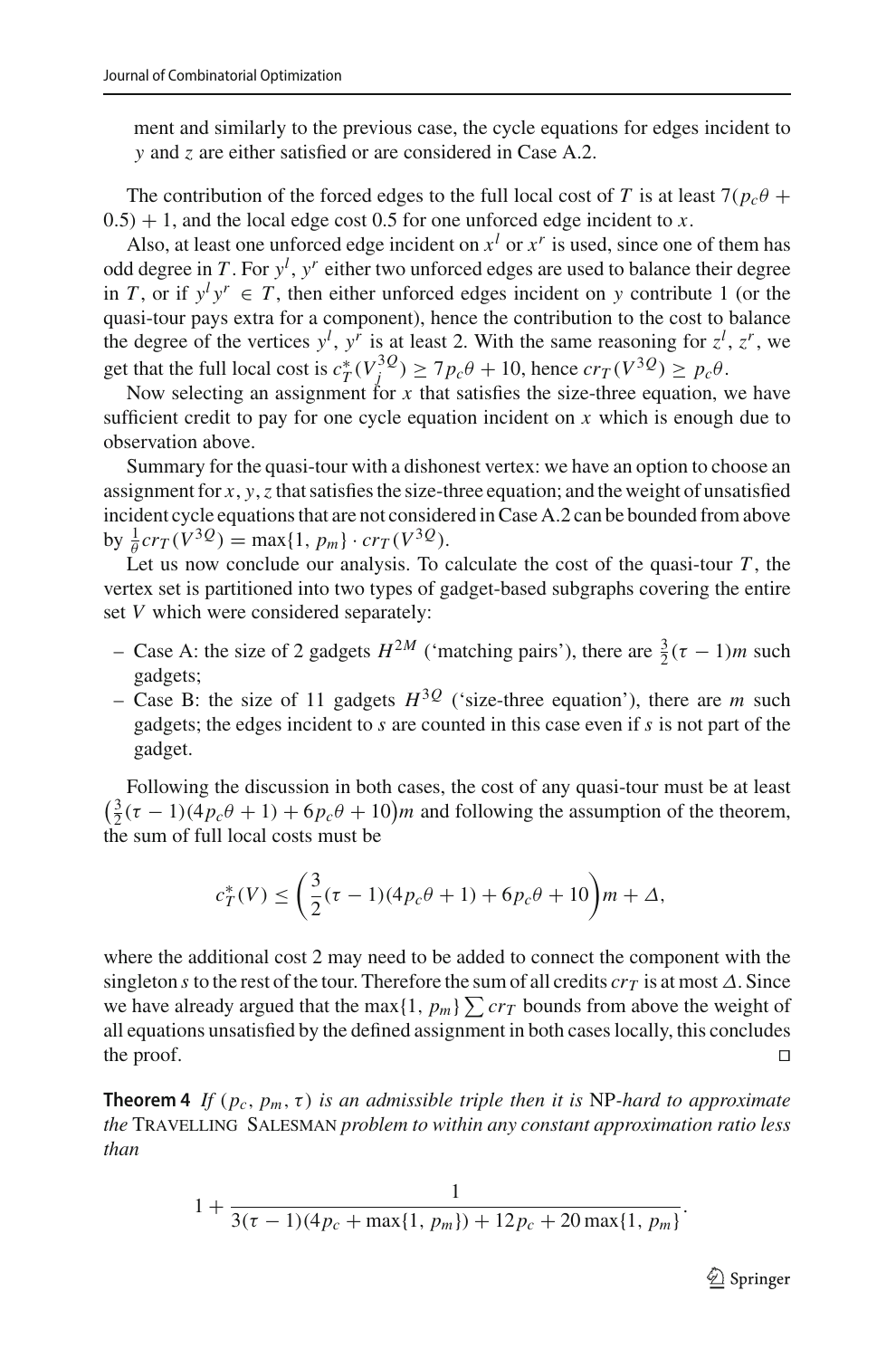ment and similarly to the previous case, the cycle equations for edges incident to $y$ and $z$ are either satisfied or are considered in Case A.2.

The contribution of the forced edges to the full local cost of $T$ is at least $7(p_c\theta + 0.5) + 1$, and the local edge cost 0.5 for one unforced edge incident to $x$.

Also, at least one unforced edge incident on $x^l$ or $x^r$ is used, since one of them has odd degree in $T$. For $y^l$, $y^r$ either two unforced edges are used to balance their degree in $T$, or if $y^l y^r \in T$, then either unforced edges incident on $y$ contribute 1 (or the quasi-tour pays extra for a component), hence the contribution to the cost to balance the degree of the vertices $y^l$, $y^r$ is at least 2. With the same reasoning for $z^l$, $z^r$, we get that the full local cost is $c_T^*(V_j^{3Q}) \geq 7p_c\theta + 10$, hence $cr_T(V^{3Q}) \geq p_c\theta$.

Now selecting an assignment for $x$ that satisfies the size-three equation, we have sufficient credit to pay for one cycle equation incident on $x$ which is enough due to observation above.

Summary for the quasi-tour with a dishonest vertex: we have an option to choose an assignment for $x, y, z$ that satisfies the size-three equation; and the weight of unsatisfied incident cycle equations that are not considered in Case A.2 can be bounded from above by $\frac{1}{\theta}cr_T(V^{3Q}) = \max\{1, p_m\} \cdot cr_T(V^{3Q})$.

Let us now conclude our analysis. To calculate the cost of the quasi-tour $T$, the vertex set is partitioned into two types of gadget-based subgraphs covering the entire set $V$ which were considered separately:

- Case A: the size of 2 gadgets $H^{2M}$ ('matching pairs'), there are $\frac{3}{2}(\tau - 1)m$ such gadgets;
- Case B: the size of 11 gadgets $H^{3Q}$ ('size-three equation'), there are $m$ such gadgets; the edges incident to $s$ are counted in this case even if $s$ is not part of the gadget.

Following the discussion in both cases, the cost of any quasi-tour must be at least $\big(\frac{3}{2}(\tau - 1)(4p_c\theta + 1) + 6p_c\theta + 10\big)m$ and following the assumption of the theorem, the sum of full local costs must be

$$c_T^*(V) \leq \left(\frac{3}{2}(\tau - 1)(4p_c\theta + 1) + 6p_c\theta + 10\right)m + \Delta,$$

where the additional cost 2 may need to be added to connect the component with the singleton $s$ to the rest of the tour. Therefore the sum of all credits $cr_T$ is at most $\Delta$. Since we have already argued that the $\max\{1, p_m\} \sum cr_T$ bounds from above the weight of all equations unsatisfied by the defined assignment in both cases locally, this concludes the proof. $\square$

**Theorem 4** *If $(p_c, p_m, \tau)$ is an admissible triple then it is* NP*-hard to approximate the* Travelling Salesman *problem to within any constant approximation ratio less than*

$$1 + \frac{1}{3(\tau - 1)(4p_c + \max\{1, p_m\}) + 12p_c + 20\max\{1, p_m\}}.$$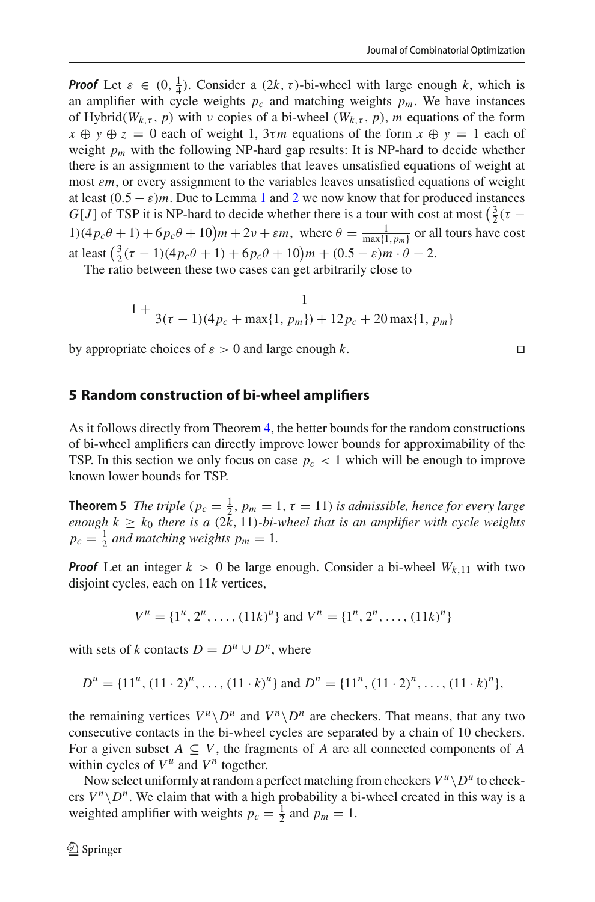***Proof*** Let $\varepsilon \in (0, \frac{1}{4})$. Consider a $(2k, \tau)$-bi-wheel with large enough $k$, which is an amplifier with cycle weights $p_c$ and matching weights $p_m$. We have instances of Hybrid$(W_{k,\tau}, p)$ with $\nu$ copies of a bi-wheel $(W_{k,\tau}, p)$, $m$ equations of the form $x \oplus y \oplus z = 0$ each of weight 1, $3\tau m$ equations of the form $x \oplus y = 1$ each of weight $p_m$ with the following NP-hard gap results: It is NP-hard to decide whether there is an assignment to the variables that leaves unsatisfied equations of weight at most $\varepsilon m$, or every assignment to the variables leaves unsatisfied equations of weight at least $(0.5 - \varepsilon)m$. Due to Lemma 1 and 2 we now know that for produced instances $G[J]$ of TSP it is NP-hard to decide whether there is a tour with cost at most $\big(\frac{3}{2}(\tau - 1)(4p_c\theta + 1) + 6p_c\theta + 10\big)m + 2\nu + \varepsilon m$, where $\theta = \frac{1}{\max\{1, p_m\}}$ or all tours have cost at least $\big(\frac{3}{2}(\tau - 1)(4p_c\theta + 1) + 6p_c\theta + 10\big)m + (0.5 - \varepsilon)m \cdot \theta - 2$.

The ratio between these two cases can get arbitrarily close to

$$1 + \frac{1}{3(\tau - 1)(4p_c + \max\{1, p_m\}) + 12p_c + 20\max\{1, p_m\}}$$

by appropriate choices of $\varepsilon > 0$ and large enough $k$. □

## 5 Random construction of bi-wheel amplifiers

As it follows directly from Theorem 4, the better bounds for the random constructions of bi-wheel amplifiers can directly improve lower bounds for approximability of the TSP. In this section we only focus on case $p_c < 1$ which will be enough to improve known lower bounds for TSP.

**Theorem 5** *The triple* $(p_c = \frac{1}{2}, p_m = 1, \tau = 11)$ *is admissible, hence for every large enough* $k \geq k_0$ *there is a* $(2k, 11)$*-bi-wheel that is an amplifier with cycle weights* $p_c = \frac{1}{2}$ *and matching weights* $p_m = 1$.

***Proof*** Let an integer $k > 0$ be large enough. Consider a bi-wheel $W_{k,11}$ with two disjoint cycles, each on $11k$ vertices,

$$V^u = \{1^u, 2^u, \ldots, (11k)^u\} \text{ and } V^n = \{1^n, 2^n, \ldots, (11k)^n\}$$

with sets of $k$ contacts $D = D^u \cup D^n$, where

$$D^u = \{11^u, (11 \cdot 2)^u, \ldots, (11 \cdot k)^u\} \text{ and } D^n = \{11^n, (11 \cdot 2)^n, \ldots, (11 \cdot k)^n\},$$

the remaining vertices $V^u \backslash D^u$ and $V^n \backslash D^n$ are checkers. That means, that any two consecutive contacts in the bi-wheel cycles are separated by a chain of 10 checkers. For a given subset $A \subseteq V$, the fragments of $A$ are all connected components of $A$ within cycles of $V^u$ and $V^n$ together.

Now select uniformly at random a perfect matching from checkers $V^u \backslash D^u$ to checkers $V^n \backslash D^n$. We claim that with a high probability a bi-wheel created in this way is a weighted amplifier with weights $p_c = \frac{1}{2}$ and $p_m = 1$.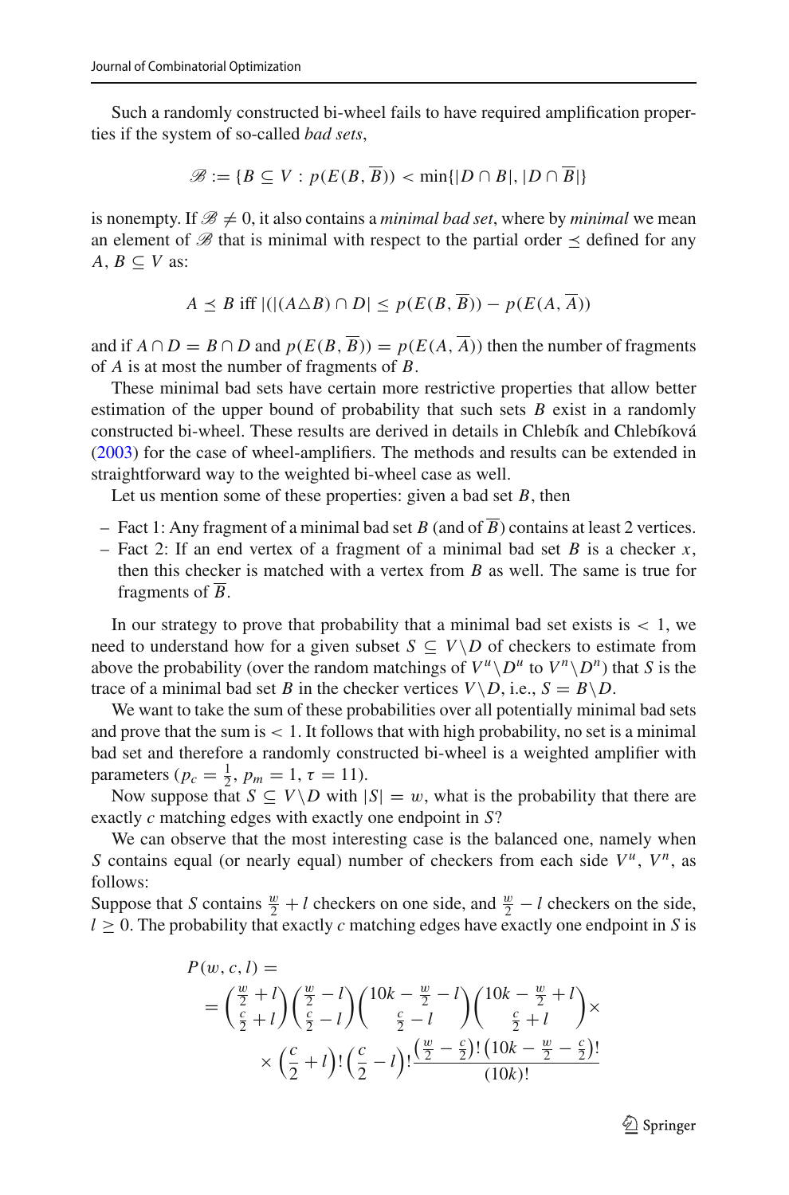Such a randomly constructed bi-wheel fails to have required amplification properties if the system of so-called *bad sets*,

$$\mathscr{B} := \{B \subseteq V : p(E(B, \overline{B})) < \min\{|D \cap B|, |D \cap \overline{B}|\}$$

is nonempty. If $\mathscr{B} \neq 0$, it also contains a *minimal bad set*, where by *minimal* we mean an element of $\mathscr{B}$ that is minimal with respect to the partial order $\preceq$ defined for any $A, B \subseteq V$ as:

$$A \preceq B \text{ iff } |(|(A \triangle B) \cap D| \leq p(E(B, \overline{B})) - p(E(A, \overline{A}))$$

and if $A \cap D = B \cap D$ and $p(E(B, \overline{B})) = p(E(A, \overline{A}))$ then the number of fragments of $A$ is at most the number of fragments of $B$.

These minimal bad sets have certain more restrictive properties that allow better estimation of the upper bound of probability that such sets $B$ exist in a randomly constructed bi-wheel. These results are derived in details in Chlebík and Chlebíková (2003) for the case of wheel-amplifiers. The methods and results can be extended in straightforward way to the weighted bi-wheel case as well.

Let us mention some of these properties: given a bad set $B$, then

- Fact 1: Any fragment of a minimal bad set $B$ (and of $\overline{B}$) contains at least 2 vertices.
- Fact 2: If an end vertex of a fragment of a minimal bad set $B$ is a checker $x$, then this checker is matched with a vertex from $B$ as well. The same is true for fragments of $\overline{B}$.

In our strategy to prove that probability that a minimal bad set exists is $< 1$, we need to understand how for a given subset $S \subseteq V \backslash D$ of checkers to estimate from above the probability (over the random matchings of $V^u \backslash D^u$ to $V^n \backslash D^n$) that $S$ is the trace of a minimal bad set $B$ in the checker vertices $V \backslash D$, i.e., $S = B \backslash D$.

We want to take the sum of these probabilities over all potentially minimal bad sets and prove that the sum is $< 1$. It follows that with high probability, no set is a minimal bad set and therefore a randomly constructed bi-wheel is a weighted amplifier with parameters ($p_c = \frac{1}{2}$, $p_m = 1$, $\tau = 11$).

Now suppose that $S \subseteq V \backslash D$ with $|S| = w$, what is the probability that there are exactly $c$ matching edges with exactly one endpoint in $S$?

We can observe that the most interesting case is the balanced one, namely when $S$ contains equal (or nearly equal) number of checkers from each side $V^u$, $V^n$, as follows:

Suppose that $S$ contains $\frac{w}{2} + l$ checkers on one side, and $\frac{w}{2} - l$ checkers on the side, $l \geq 0$. The probability that exactly $c$ matching edges have exactly one endpoint in $S$ is

$$
\begin{aligned}
P(w, c, l) &= \\
&= \binom{\frac{w}{2} + l}{\frac{c}{2} + l} \binom{\frac{w}{2} - l}{\frac{c}{2} - l} \binom{10k - \frac{w}{2} - l}{\frac{c}{2} - l} \binom{10k - \frac{w}{2} + l}{\frac{c}{2} + l} \times \\
&\quad \times \left(\frac{c}{2} + l\right)! \left(\frac{c}{2} - l\right)! \frac{\left(\frac{w}{2} - \frac{c}{2}\right)! \left(10k - \frac{w}{2} - \frac{c}{2}\right)!}{(10k)!}
\end{aligned}
$$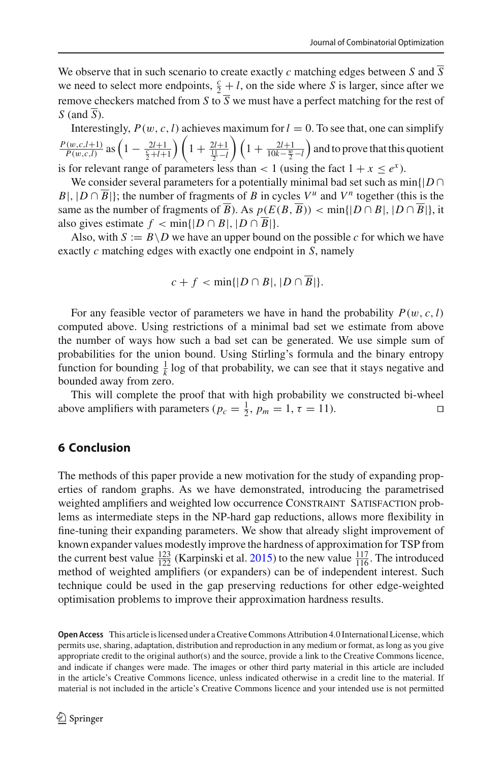We observe that in such scenario to create exactly $c$ matching edges between $S$ and $\overline{S}$ we need to select more endpoints, $\frac{c}{2}+l$, on the side where $S$ is larger, since after we remove checkers matched from $S$ to $\overline{S}$ we must have a perfect matching for the rest of $S$ (and $\overline{S}$).

Interestingly, $P(w,c,l)$ achieves maximum for $l=0$. To see that, one can simplify $\frac{P(w,c,l+1)}{P(w,c,l)}$ as $\left(1-\frac{2l+1}{\frac{c}{2}+l+1}\right)\left(1+\frac{2l+1}{\frac{11}{2}-l}\right)\left(1+\frac{2l+1}{10k-\frac{w}{2}-l}\right)$ and to prove that this quotient is for relevant range of parameters less than $<1$ (using the fact $1+x\le e^x$).

We consider several parameters for a potentially minimal bad set such as $\min\{|D\cap B|,|D\cap\overline{B}|\}$; the number of fragments of $B$ in cycles $V^u$ and $V^n$ together (this is the same as the number of fragments of $\overline{B}$). As $p(E(B,\overline{B}))<\min\{|D\cap B|,|D\cap\overline{B}|\}$, it also gives estimate $f<\min\{|D\cap B|,|D\cap\overline{B}|\}$.

Also, with $S:=B\backslash D$ we have an upper bound on the possible $c$ for which we have exactly $c$ matching edges with exactly one endpoint in $S$, namely

$$c+f<\min\{|D\cap B|,|D\cap\overline{B}|\}.$$

For any feasible vector of parameters we have in hand the probability $P(w,c,l)$ computed above. Using restrictions of a minimal bad set we estimate from above the number of ways how such a bad set can be generated. We use simple sum of probabilities for the union bound. Using Stirling's formula and the binary entropy function for bounding $\frac{1}{k}$ log of that probability, we can see that it stays negative and bounded away from zero.

This will complete the proof that with high probability we constructed bi-wheel above amplifiers with parameters ($p_c=\frac{1}{2}$, $p_m=1$, $\tau=11$). □

## 6 Conclusion

The methods of this paper provide a new motivation for the study of expanding properties of random graphs. As we have demonstrated, introducing the parametrised weighted amplifiers and weighted low occurrence Constraint Satisfaction problems as intermediate steps in the NP-hard gap reductions, allows more flexibility in fine-tuning their expanding parameters. We show that already slight improvement of known expander values modestly improve the hardness of approximation for TSP from the current best value $\frac{123}{122}$ (Karpinski et al. 2015) to the new value $\frac{117}{116}$. The introduced method of weighted amplifiers (or expanders) can be of independent interest. Such technique could be used in the gap preserving reductions for other edge-weighted optimisation problems to improve their approximation hardness results.

**Open Access** This article is licensed under a Creative Commons Attribution 4.0 International License, which permits use, sharing, adaptation, distribution and reproduction in any medium or format, as long as you give appropriate credit to the original author(s) and the source, provide a link to the Creative Commons licence, and indicate if changes were made. The images or other third party material in this article are included in the article's Creative Commons licence, unless indicated otherwise in a credit line to the material. If material is not included in the article's Creative Commons licence and your intended use is not permitted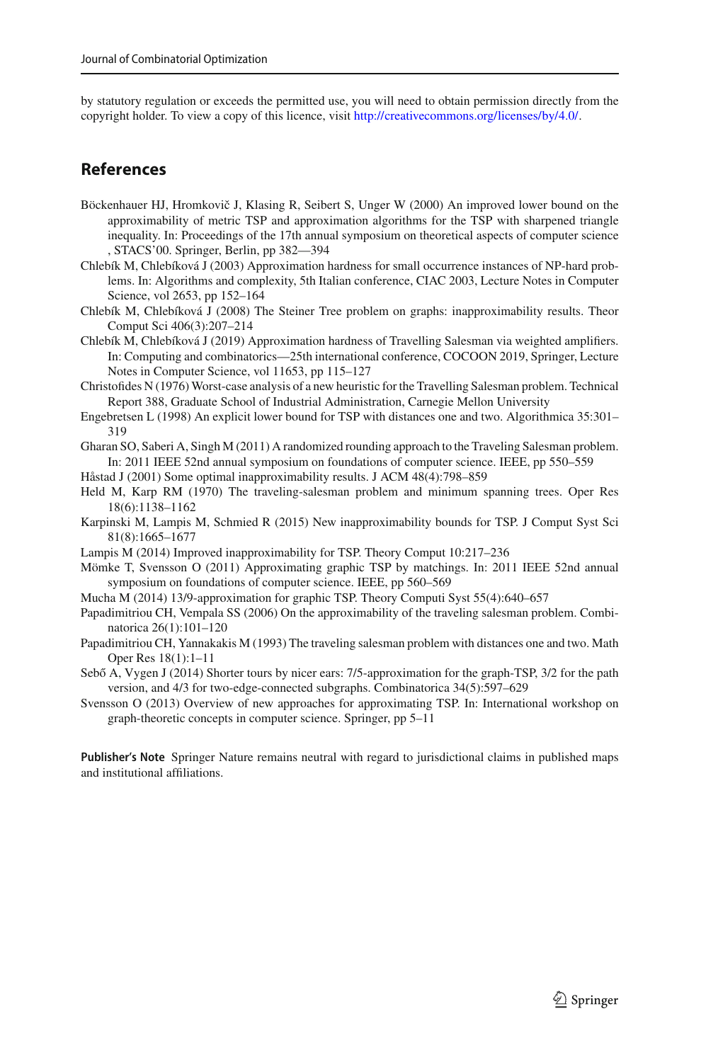by statutory regulation or exceeds the permitted use, you will need to obtain permission directly from the copyright holder. To view a copy of this licence, visit http://creativecommons.org/licenses/by/4.0/.

## References

Böckenhauer HJ, Hromkovič J, Klasing R, Seibert S, Unger W (2000) An improved lower bound on the approximability of metric TSP and approximation algorithms for the TSP with sharpened triangle inequality. In: Proceedings of the 17th annual symposium on theoretical aspects of computer science , STACS'00. Springer, Berlin, pp 382—394

Chlebík M, Chlebíková J (2003) Approximation hardness for small occurrence instances of NP-hard problems. In: Algorithms and complexity, 5th Italian conference, CIAC 2003, Lecture Notes in Computer Science, vol 2653, pp 152–164

Chlebík M, Chlebíková J (2008) The Steiner Tree problem on graphs: inapproximability results. Theor Comput Sci 406(3):207–214

Chlebík M, Chlebíková J (2019) Approximation hardness of Travelling Salesman via weighted amplifiers. In: Computing and combinatorics—25th international conference, COCOON 2019, Springer, Lecture Notes in Computer Science, vol 11653, pp 115–127

Christofides N (1976) Worst-case analysis of a new heuristic for the Travelling Salesman problem. Technical Report 388, Graduate School of Industrial Administration, Carnegie Mellon University

Engebretsen L (1998) An explicit lower bound for TSP with distances one and two. Algorithmica 35:301–319

Gharan SO, Saberi A, Singh M (2011) A randomized rounding approach to the Traveling Salesman problem. In: 2011 IEEE 52nd annual symposium on foundations of computer science. IEEE, pp 550–559

Håstad J (2001) Some optimal inapproximability results. J ACM 48(4):798–859

Held M, Karp RM (1970) The traveling-salesman problem and minimum spanning trees. Oper Res 18(6):1138–1162

Karpinski M, Lampis M, Schmied R (2015) New inapproximability bounds for TSP. J Comput Syst Sci 81(8):1665–1677

Lampis M (2014) Improved inapproximability for TSP. Theory Comput 10:217–236

Mömke T, Svensson O (2011) Approximating graphic TSP by matchings. In: 2011 IEEE 52nd annual symposium on foundations of computer science. IEEE, pp 560–569

Mucha M (2014) 13/9-approximation for graphic TSP. Theory Computi Syst 55(4):640–657

Papadimitriou CH, Vempala SS (2006) On the approximability of the traveling salesman problem. Combinatorica 26(1):101–120

Papadimitriou CH, Yannakakis M (1993) The traveling salesman problem with distances one and two. Math Oper Res 18(1):1–11

Sebő A, Vygen J (2014) Shorter tours by nicer ears: 7/5-approximation for the graph-TSP, 3/2 for the path version, and 4/3 for two-edge-connected subgraphs. Combinatorica 34(5):597–629

Svensson O (2013) Overview of new approaches for approximating TSP. In: International workshop on graph-theoretic concepts in computer science. Springer, pp 5–11

**Publisher's Note** Springer Nature remains neutral with regard to jurisdictional claims in published maps and institutional affiliations.